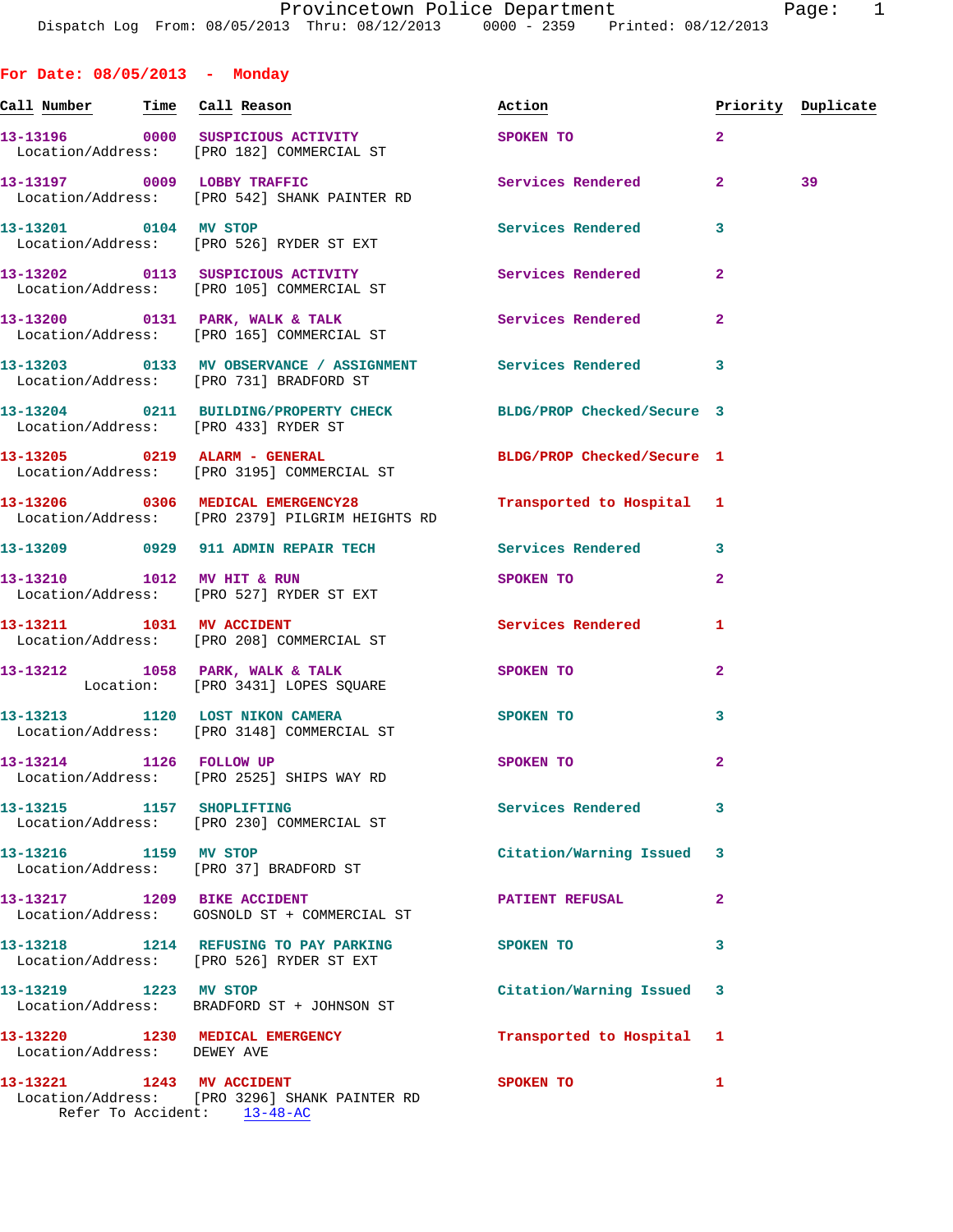Provincetown Police Department
Dispatch Log From: 08/05/2013 Thru: 08/12/2013 0000 - 2359 Printed: 08/12/2013

## For Date: 08/05/2013 - Monday

| Call Number | Time | Call Reason | Action | Priority | Duplicate |
|---|---|---|---|---|---|
| 13-13196 | 0000 | SUSPICIOUS ACTIVITY | SPOKEN TO | 2 | |
| Location/Address: | | [PRO 182] COMMERCIAL ST | | | |
| 13-13197 | 0009 | LOBBY TRAFFIC | Services Rendered | 2 | 39 |
| Location/Address: | | [PRO 542] SHANK PAINTER RD | | | |
| 13-13201 | 0104 | MV STOP | Services Rendered | 3 | |
| Location/Address: | | [PRO 526] RYDER ST EXT | | | |
| 13-13202 | 0113 | SUSPICIOUS ACTIVITY | Services Rendered | 2 | |
| Location/Address: | | [PRO 105] COMMERCIAL ST | | | |
| 13-13200 | 0131 | PARK, WALK & TALK | Services Rendered | 2 | |
| Location/Address: | | [PRO 165] COMMERCIAL ST | | | |
| 13-13203 | 0133 | MV OBSERVANCE / ASSIGNMENT | Services Rendered | 3 | |
| Location/Address: | | [PRO 731] BRADFORD ST | | | |
| 13-13204 | 0211 | BUILDING/PROPERTY CHECK | BLDG/PROP Checked/Secure | 3 | |
| Location/Address: | | [PRO 433] RYDER ST | | | |
| 13-13205 | 0219 | ALARM - GENERAL | BLDG/PROP Checked/Secure | 1 | |
| Location/Address: | | [PRO 3195] COMMERCIAL ST | | | |
| 13-13206 | 0306 | MEDICAL EMERGENCY28 | Transported to Hospital | 1 | |
| Location/Address: | | [PRO 2379] PILGRIM HEIGHTS RD | | | |
| 13-13209 | 0929 | 911 ADMIN REPAIR TECH | Services Rendered | 3 | |
| 13-13210 | 1012 | MV HIT & RUN | SPOKEN TO | 2 | |
| Location/Address: | | [PRO 527] RYDER ST EXT | | | |
| 13-13211 | 1031 | MV ACCIDENT | Services Rendered | 1 | |
| Location/Address: | | [PRO 208] COMMERCIAL ST | | | |
| 13-13212 | 1058 | PARK, WALK & TALK | SPOKEN TO | 2 | |
| Location: | | [PRO 3431] LOPES SQUARE | | | |
| 13-13213 | 1120 | LOST NIKON CAMERA | SPOKEN TO | 3 | |
| Location/Address: | | [PRO 3148] COMMERCIAL ST | | | |
| 13-13214 | 1126 | FOLLOW UP | SPOKEN TO | 2 | |
| Location/Address: | | [PRO 2525] SHIPS WAY RD | | | |
| 13-13215 | 1157 | SHOPLIFTING | Services Rendered | 3 | |
| Location/Address: | | [PRO 230] COMMERCIAL ST | | | |
| 13-13216 | 1159 | MV STOP | Citation/Warning Issued | 3 | |
| Location/Address: | | [PRO 37] BRADFORD ST | | | |
| 13-13217 | 1209 | BIKE ACCIDENT | PATIENT REFUSAL | 2 | |
| Location/Address: | | GOSNOLD ST + COMMERCIAL ST | | | |
| 13-13218 | 1214 | REFUSING TO PAY PARKING | SPOKEN TO | 3 | |
| Location/Address: | | [PRO 526] RYDER ST EXT | | | |
| 13-13219 | 1223 | MV STOP | Citation/Warning Issued | 3 | |
| Location/Address: | | BRADFORD ST + JOHNSON ST | | | |
| 13-13220 | 1230 | MEDICAL EMERGENCY | Transported to Hospital | 1 | |
| Location/Address: | | DEWEY AVE | | | |
| 13-13221 | 1243 | MV ACCIDENT | SPOKEN TO | 1 | |
| Location/Address: | | [PRO 3296] SHANK PAINTER RD | | | |
| Refer To Accident: | | 13-48-AC | | | |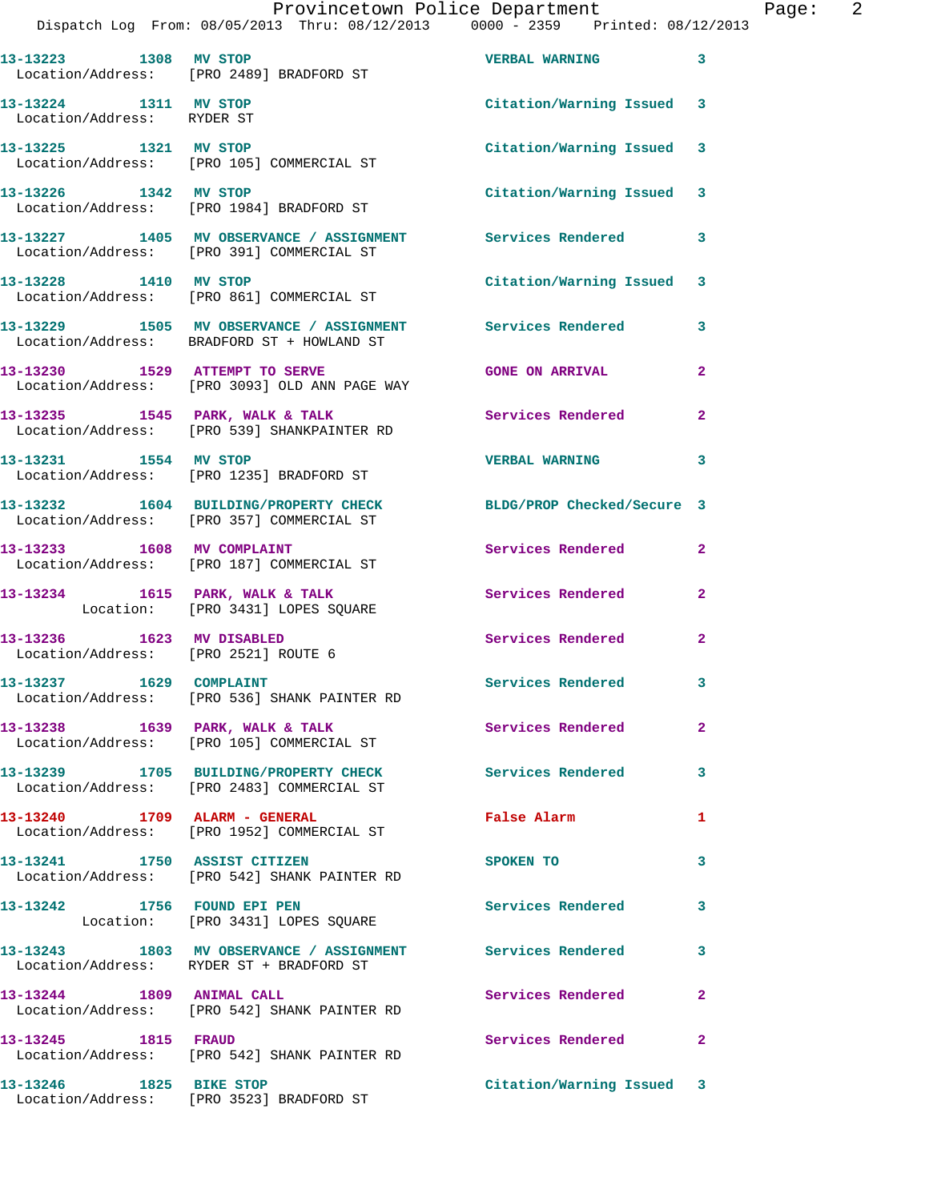13-13223 1308 MV STOP VERBAL WARNING 3
Location/Address: [PRO 2489] BRADFORD ST

13-13224 1311 MV STOP Citation/Warning Issued 3
Location/Address: RYDER ST

13-13225 1321 MV STOP Citation/Warning Issued 3
Location/Address: [PRO 105] COMMERCIAL ST

13-13226 1342 MV STOP Citation/Warning Issued 3
Location/Address: [PRO 1984] BRADFORD ST

13-13227 1405 MV OBSERVANCE / ASSIGNMENT Services Rendered 3
Location/Address: [PRO 391] COMMERCIAL ST

13-13228 1410 MV STOP Citation/Warning Issued 3
Location/Address: [PRO 861] COMMERCIAL ST

13-13229 1505 MV OBSERVANCE / ASSIGNMENT Services Rendered 3
Location/Address: BRADFORD ST + HOWLAND ST

13-13230 1529 ATTEMPT TO SERVE GONE ON ARRIVAL 2
Location/Address: [PRO 3093] OLD ANN PAGE WAY

13-13235 1545 PARK, WALK & TALK Services Rendered 2
Location/Address: [PRO 539] SHANKPAINTER RD

13-13231 1554 MV STOP VERBAL WARNING 3
Location/Address: [PRO 1235] BRADFORD ST

13-13232 1604 BUILDING/PROPERTY CHECK BLDG/PROP Checked/Secure 3
Location/Address: [PRO 357] COMMERCIAL ST

13-13233 1608 MV COMPLAINT Services Rendered 2
Location/Address: [PRO 187] COMMERCIAL ST

13-13234 1615 PARK, WALK & TALK Services Rendered 2
Location: [PRO 3431] LOPES SQUARE

13-13236 1623 MV DISABLED Services Rendered 2
Location/Address: [PRO 2521] ROUTE 6

13-13237 1629 COMPLAINT Services Rendered 3
Location/Address: [PRO 536] SHANK PAINTER RD

13-13238 1639 PARK, WALK & TALK Services Rendered 2
Location/Address: [PRO 105] COMMERCIAL ST

13-13239 1705 BUILDING/PROPERTY CHECK Services Rendered 3
Location/Address: [PRO 2483] COMMERCIAL ST

13-13240 1709 ALARM - GENERAL False Alarm 1
Location/Address: [PRO 1952] COMMERCIAL ST

13-13241 1750 ASSIST CITIZEN SPOKEN TO 3
Location/Address: [PRO 542] SHANK PAINTER RD

13-13242 1756 FOUND EPI PEN Services Rendered 3
Location: [PRO 3431] LOPES SQUARE

13-13243 1803 MV OBSERVANCE / ASSIGNMENT Services Rendered 3
Location/Address: RYDER ST + BRADFORD ST

13-13244 1809 ANIMAL CALL Services Rendered 2
Location/Address: [PRO 542] SHANK PAINTER RD

13-13245 1815 FRAUD Services Rendered 2
Location/Address: [PRO 542] SHANK PAINTER RD

13-13246 1825 BIKE STOP Citation/Warning Issued 3
Location/Address: [PRO 3523] BRADFORD ST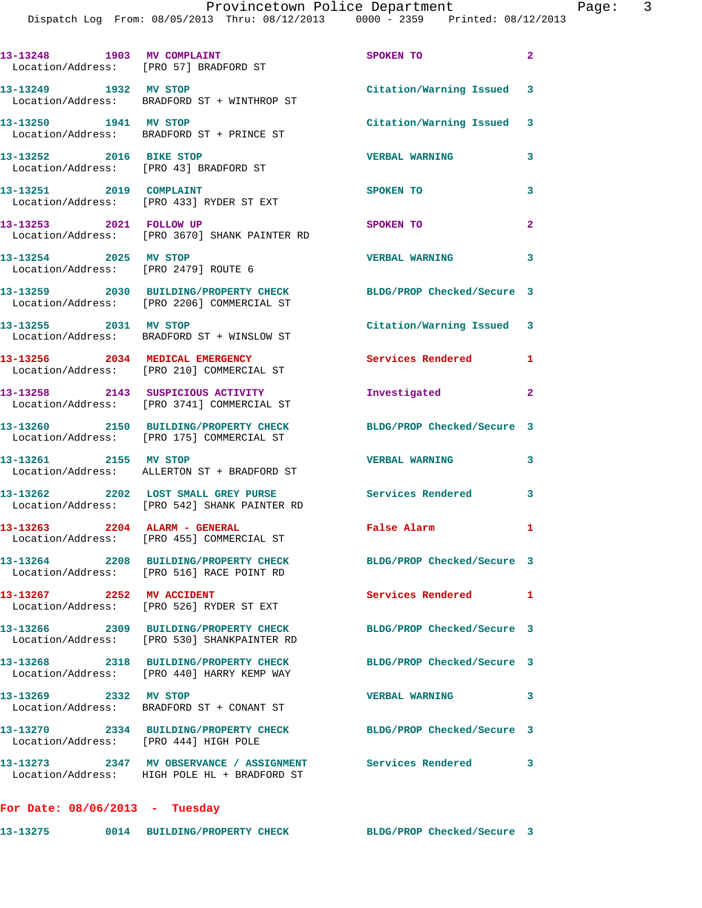| Call # | Time | Call Type | Disposition | Priority |
|---|---|---|---|---|
| 13-13248 | 1903 | MV COMPLAINT | SPOKEN TO | 2 |
| Location/Address: | | [PRO 57] BRADFORD ST | | |
| 13-13249 | 1932 | MV STOP | Citation/Warning Issued | 3 |
| Location/Address: | | BRADFORD ST + WINTHROP ST | | |
| 13-13250 | 1941 | MV STOP | Citation/Warning Issued | 3 |
| Location/Address: | | BRADFORD ST + PRINCE ST | | |
| 13-13252 | 2016 | BIKE STOP | VERBAL WARNING | 3 |
| Location/Address: | | [PRO 43] BRADFORD ST | | |
| 13-13251 | 2019 | COMPLAINT | SPOKEN TO | 3 |
| Location/Address: | | [PRO 433] RYDER ST EXT | | |
| 13-13253 | 2021 | FOLLOW UP | SPOKEN TO | 2 |
| Location/Address: | | [PRO 3670] SHANK PAINTER RD | | |
| 13-13254 | 2025 | MV STOP | VERBAL WARNING | 3 |
| Location/Address: | | [PRO 2479] ROUTE 6 | | |
| 13-13259 | 2030 | BUILDING/PROPERTY CHECK | BLDG/PROP Checked/Secure | 3 |
| Location/Address: | | [PRO 2206] COMMERCIAL ST | | |
| 13-13255 | 2031 | MV STOP | Citation/Warning Issued | 3 |
| Location/Address: | | BRADFORD ST + WINSLOW ST | | |
| 13-13256 | 2034 | MEDICAL EMERGENCY | Services Rendered | 1 |
| Location/Address: | | [PRO 210] COMMERCIAL ST | | |
| 13-13258 | 2143 | SUSPICIOUS ACTIVITY | Investigated | 2 |
| Location/Address: | | [PRO 3741] COMMERCIAL ST | | |
| 13-13260 | 2150 | BUILDING/PROPERTY CHECK | BLDG/PROP Checked/Secure | 3 |
| Location/Address: | | [PRO 175] COMMERCIAL ST | | |
| 13-13261 | 2155 | MV STOP | VERBAL WARNING | 3 |
| Location/Address: | | ALLERTON ST + BRADFORD ST | | |
| 13-13262 | 2202 | LOST SMALL GREY PURSE | Services Rendered | 3 |
| Location/Address: | | [PRO 542] SHANK PAINTER RD | | |
| 13-13263 | 2204 | ALARM - GENERAL | False Alarm | 1 |
| Location/Address: | | [PRO 455] COMMERCIAL ST | | |
| 13-13264 | 2208 | BUILDING/PROPERTY CHECK | BLDG/PROP Checked/Secure | 3 |
| Location/Address: | | [PRO 516] RACE POINT RD | | |
| 13-13267 | 2252 | MV ACCIDENT | Services Rendered | 1 |
| Location/Address: | | [PRO 526] RYDER ST EXT | | |
| 13-13266 | 2309 | BUILDING/PROPERTY CHECK | BLDG/PROP Checked/Secure | 3 |
| Location/Address: | | [PRO 530] SHANKPAINTER RD | | |
| 13-13268 | 2318 | BUILDING/PROPERTY CHECK | BLDG/PROP Checked/Secure | 3 |
| Location/Address: | | [PRO 440] HARRY KEMP WAY | | |
| 13-13269 | 2332 | MV STOP | VERBAL WARNING | 3 |
| Location/Address: | | BRADFORD ST + CONANT ST | | |
| 13-13270 | 2334 | BUILDING/PROPERTY CHECK | BLDG/PROP Checked/Secure | 3 |
| Location/Address: | | [PRO 444] HIGH POLE | | |
| 13-13273 | 2347 | MV OBSERVANCE / ASSIGNMENT | Services Rendered | 3 |
| Location/Address: | | HIGH POLE HL + BRADFORD ST | | |

**For Date: 08/06/2013 - Tuesday**

| Call # | Time | Call Type | Disposition | Priority |
|---|---|---|---|---|
| 13-13275 | 0014 | BUILDING/PROPERTY CHECK | BLDG/PROP Checked/Secure | 3 |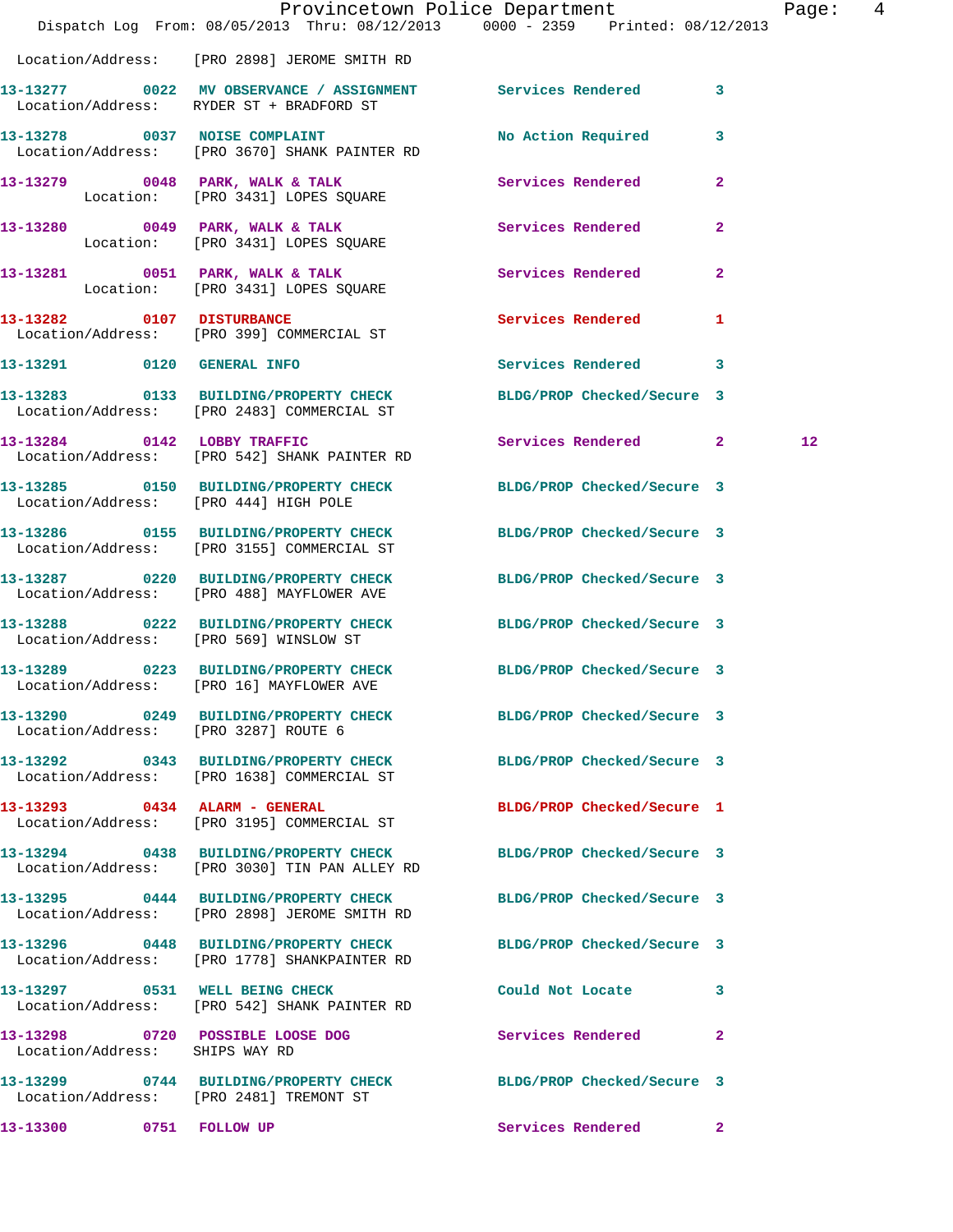Location/Address: [PRO 2898] JEROME SMITH RD

13-13277 0022 MV OBSERVANCE / ASSIGNMENT Services Rendered 3
Location/Address: RYDER ST + BRADFORD ST

13-13278 0037 NOISE COMPLAINT No Action Required 3
Location/Address: [PRO 3670] SHANK PAINTER RD

13-13279 0048 PARK, WALK & TALK Services Rendered 2
Location: [PRO 3431] LOPES SQUARE

13-13280 0049 PARK, WALK & TALK Services Rendered 2
Location: [PRO 3431] LOPES SQUARE

13-13281 0051 PARK, WALK & TALK Services Rendered 2
Location: [PRO 3431] LOPES SQUARE

13-13282 0107 DISTURBANCE Services Rendered 1
Location/Address: [PRO 399] COMMERCIAL ST

13-13291 0120 GENERAL INFO Services Rendered 3

13-13283 0133 BUILDING/PROPERTY CHECK BLDG/PROP Checked/Secure 3
Location/Address: [PRO 2483] COMMERCIAL ST

13-13284 0142 LOBBY TRAFFIC Services Rendered 2 12
Location/Address: [PRO 542] SHANK PAINTER RD

13-13285 0150 BUILDING/PROPERTY CHECK BLDG/PROP Checked/Secure 3
Location/Address: [PRO 444] HIGH POLE

13-13286 0155 BUILDING/PROPERTY CHECK BLDG/PROP Checked/Secure 3
Location/Address: [PRO 3155] COMMERCIAL ST

13-13287 0220 BUILDING/PROPERTY CHECK BLDG/PROP Checked/Secure 3
Location/Address: [PRO 488] MAYFLOWER AVE

13-13288 0222 BUILDING/PROPERTY CHECK BLDG/PROP Checked/Secure 3
Location/Address: [PRO 569] WINSLOW ST

13-13289 0223 BUILDING/PROPERTY CHECK BLDG/PROP Checked/Secure 3
Location/Address: [PRO 16] MAYFLOWER AVE

13-13290 0249 BUILDING/PROPERTY CHECK BLDG/PROP Checked/Secure 3
Location/Address: [PRO 3287] ROUTE 6

13-13292 0343 BUILDING/PROPERTY CHECK BLDG/PROP Checked/Secure 3
Location/Address: [PRO 1638] COMMERCIAL ST

13-13293 0434 ALARM - GENERAL BLDG/PROP Checked/Secure 1
Location/Address: [PRO 3195] COMMERCIAL ST

13-13294 0438 BUILDING/PROPERTY CHECK BLDG/PROP Checked/Secure 3
Location/Address: [PRO 3030] TIN PAN ALLEY RD

13-13295 0444 BUILDING/PROPERTY CHECK BLDG/PROP Checked/Secure 3
Location/Address: [PRO 2898] JEROME SMITH RD

13-13296 0448 BUILDING/PROPERTY CHECK BLDG/PROP Checked/Secure 3
Location/Address: [PRO 1778] SHANKPAINTER RD

13-13297 0531 WELL BEING CHECK Could Not Locate 3
Location/Address: [PRO 542] SHANK PAINTER RD

13-13298 0720 POSSIBLE LOOSE DOG Services Rendered 2
Location/Address: SHIPS WAY RD

13-13299 0744 BUILDING/PROPERTY CHECK BLDG/PROP Checked/Secure 3
Location/Address: [PRO 2481] TREMONT ST

13-13300 0751 FOLLOW UP Services Rendered 2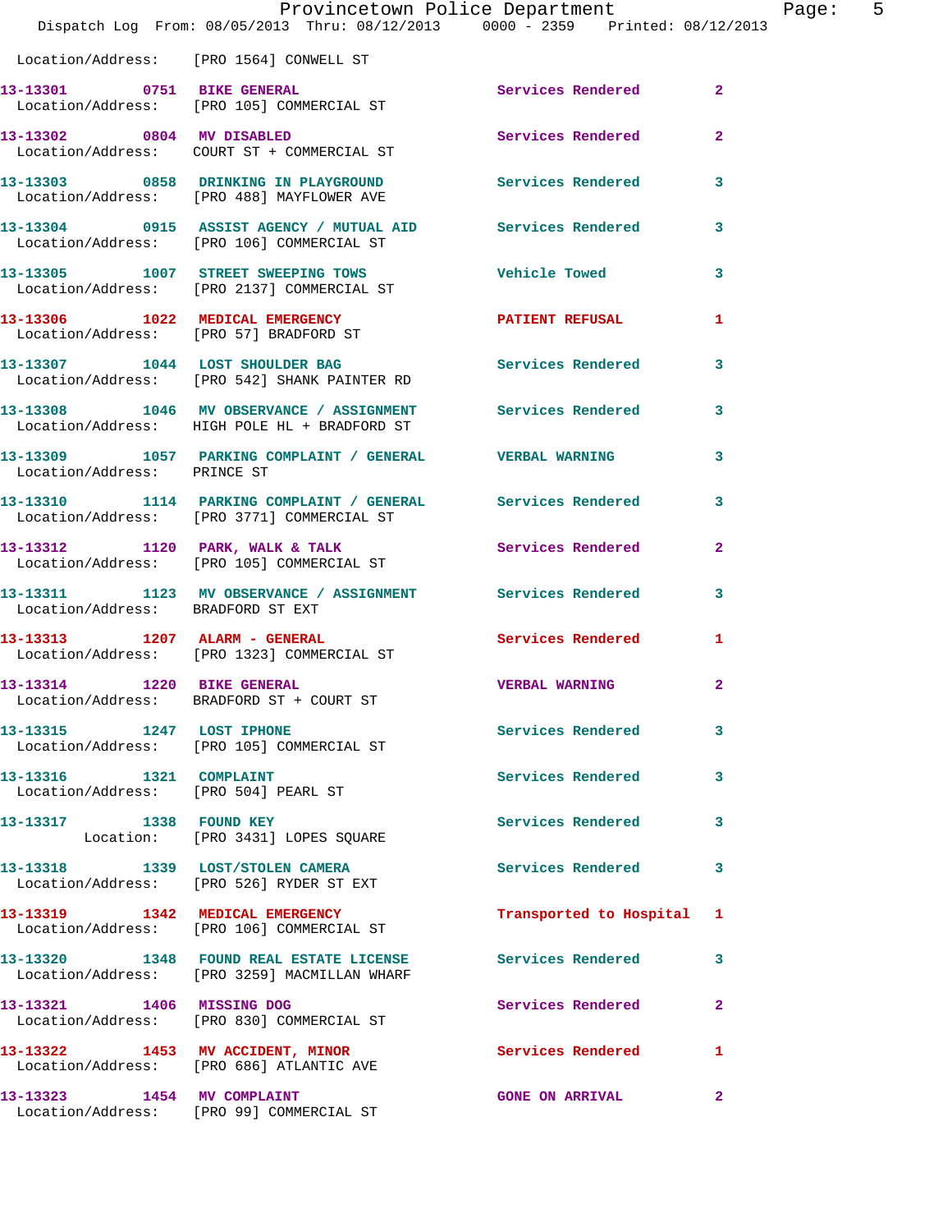Location/Address: [PRO 1564] CONWELL ST

**13-13301 0751 BIKE GENERAL** Services Rendered 2
Location/Address: [PRO 105] COMMERCIAL ST

**13-13302 0804 MV DISABLED** Services Rendered 2
Location/Address: COURT ST + COMMERCIAL ST

**13-13303 0858 DRINKING IN PLAYGROUND** Services Rendered 3
Location/Address: [PRO 488] MAYFLOWER AVE

**13-13304 0915 ASSIST AGENCY / MUTUAL AID** Services Rendered 3
Location/Address: [PRO 106] COMMERCIAL ST

**13-13305 1007 STREET SWEEPING TOWS** Vehicle Towed 3
Location/Address: [PRO 2137] COMMERCIAL ST

**13-13306 1022 MEDICAL EMERGENCY** PATIENT REFUSAL 1
Location/Address: [PRO 57] BRADFORD ST

**13-13307 1044 LOST SHOULDER BAG** Services Rendered 3
Location/Address: [PRO 542] SHANK PAINTER RD

**13-13308 1046 MV OBSERVANCE / ASSIGNMENT** Services Rendered 3
Location/Address: HIGH POLE HL + BRADFORD ST

**13-13309 1057 PARKING COMPLAINT / GENERAL** VERBAL WARNING 3
Location/Address: PRINCE ST

**13-13310 1114 PARKING COMPLAINT / GENERAL** Services Rendered 3
Location/Address: [PRO 3771] COMMERCIAL ST

**13-13312 1120 PARK, WALK & TALK** Services Rendered 2
Location/Address: [PRO 105] COMMERCIAL ST

**13-13311 1123 MV OBSERVANCE / ASSIGNMENT** Services Rendered 3
Location/Address: BRADFORD ST EXT

**13-13313 1207 ALARM - GENERAL** Services Rendered 1
Location/Address: [PRO 1323] COMMERCIAL ST

**13-13314 1220 BIKE GENERAL** VERBAL WARNING 2
Location/Address: BRADFORD ST + COURT ST

**13-13315 1247 LOST IPHONE** Services Rendered 3
Location/Address: [PRO 105] COMMERCIAL ST

**13-13316 1321 COMPLAINT** Services Rendered 3
Location/Address: [PRO 504] PEARL ST

**13-13317 1338 FOUND KEY** Services Rendered 3
Location: [PRO 3431] LOPES SQUARE

**13-13318 1339 LOST/STOLEN CAMERA** Services Rendered 3
Location/Address: [PRO 526] RYDER ST EXT

**13-13319 1342 MEDICAL EMERGENCY** Transported to Hospital 1
Location/Address: [PRO 106] COMMERCIAL ST

**13-13320 1348 FOUND REAL ESTATE LICENSE** Services Rendered 3
Location/Address: [PRO 3259] MACMILLAN WHARF

**13-13321 1406 MISSING DOG** Services Rendered 2
Location/Address: [PRO 830] COMMERCIAL ST

**13-13322 1453 MV ACCIDENT, MINOR** Services Rendered 1
Location/Address: [PRO 686] ATLANTIC AVE

**13-13323 1454 MV COMPLAINT** GONE ON ARRIVAL 2
Location/Address: [PRO 99] COMMERCIAL ST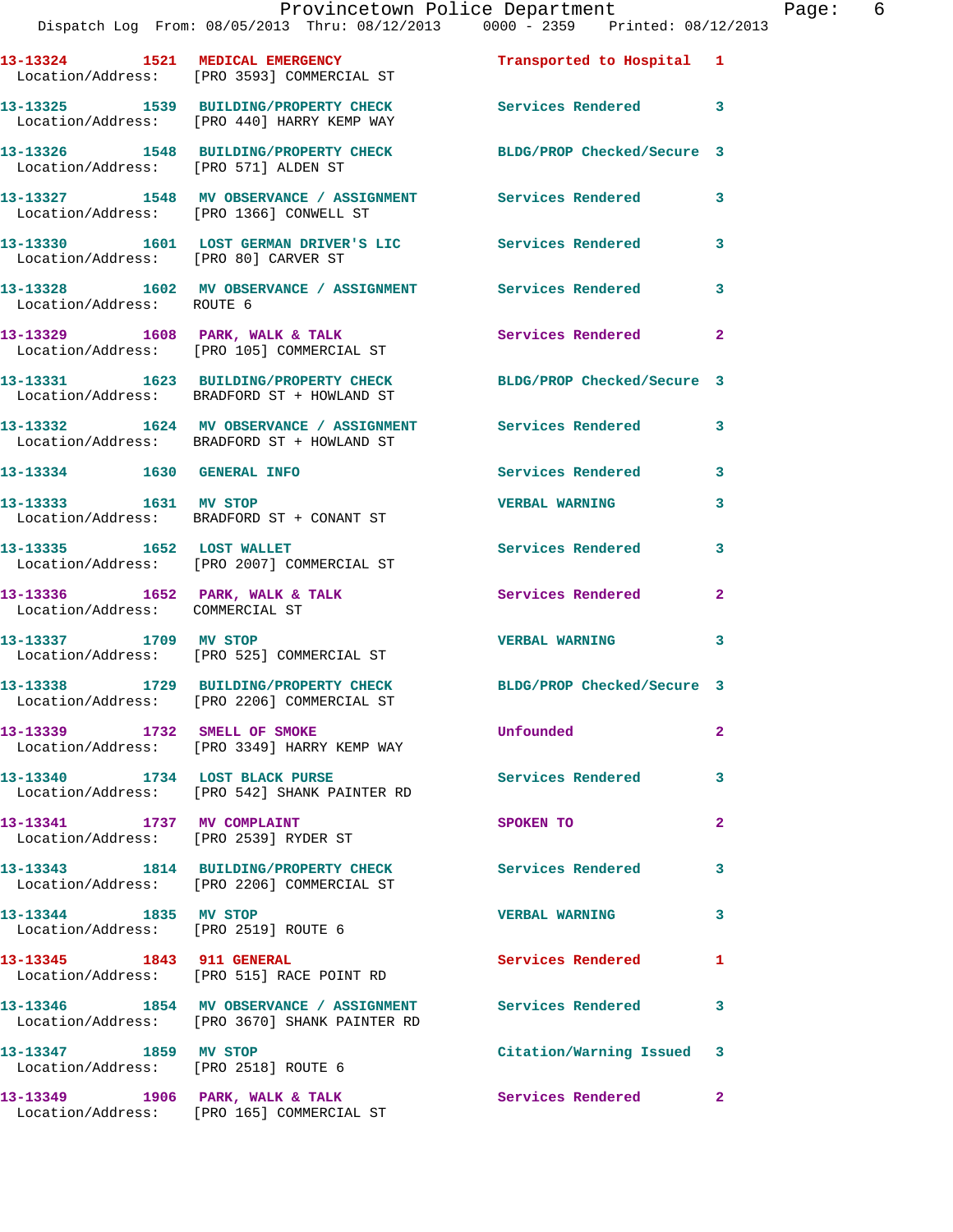13-13324 1521 MEDICAL EMERGENCY Transported to Hospital 1
Location/Address: [PRO 3593] COMMERCIAL ST

13-13325 1539 BUILDING/PROPERTY CHECK Services Rendered 3
Location/Address: [PRO 440] HARRY KEMP WAY

13-13326 1548 BUILDING/PROPERTY CHECK BLDG/PROP Checked/Secure 3
Location/Address: [PRO 571] ALDEN ST

13-13327 1548 MV OBSERVANCE / ASSIGNMENT Services Rendered 3
Location/Address: [PRO 1366] CONWELL ST

13-13330 1601 LOST GERMAN DRIVER'S LIC Services Rendered 3
Location/Address: [PRO 80] CARVER ST

13-13328 1602 MV OBSERVANCE / ASSIGNMENT Services Rendered 3
Location/Address: ROUTE 6

13-13329 1608 PARK, WALK & TALK Services Rendered 2
Location/Address: [PRO 105] COMMERCIAL ST

13-13331 1623 BUILDING/PROPERTY CHECK BLDG/PROP Checked/Secure 3
Location/Address: BRADFORD ST + HOWLAND ST

13-13332 1624 MV OBSERVANCE / ASSIGNMENT Services Rendered 3
Location/Address: BRADFORD ST + HOWLAND ST

13-13334 1630 GENERAL INFO Services Rendered 3

13-13333 1631 MV STOP VERBAL WARNING 3
Location/Address: BRADFORD ST + CONANT ST

13-13335 1652 LOST WALLET Services Rendered 3
Location/Address: [PRO 2007] COMMERCIAL ST

13-13336 1652 PARK, WALK & TALK Services Rendered 2
Location/Address: COMMERCIAL ST

13-13337 1709 MV STOP VERBAL WARNING 3
Location/Address: [PRO 525] COMMERCIAL ST

13-13338 1729 BUILDING/PROPERTY CHECK BLDG/PROP Checked/Secure 3
Location/Address: [PRO 2206] COMMERCIAL ST

13-13339 1732 SMELL OF SMOKE Unfounded 2
Location/Address: [PRO 3349] HARRY KEMP WAY

13-13340 1734 LOST BLACK PURSE Services Rendered 3
Location/Address: [PRO 542] SHANK PAINTER RD

13-13341 1737 MV COMPLAINT SPOKEN TO 2
Location/Address: [PRO 2539] RYDER ST

13-13343 1814 BUILDING/PROPERTY CHECK Services Rendered 3
Location/Address: [PRO 2206] COMMERCIAL ST

13-13344 1835 MV STOP VERBAL WARNING 3
Location/Address: [PRO 2519] ROUTE 6

13-13345 1843 911 GENERAL Services Rendered 1
Location/Address: [PRO 515] RACE POINT RD

13-13346 1854 MV OBSERVANCE / ASSIGNMENT Services Rendered 3
Location/Address: [PRO 3670] SHANK PAINTER RD

13-13347 1859 MV STOP Citation/Warning Issued 3
Location/Address: [PRO 2518] ROUTE 6

13-13349 1906 PARK, WALK & TALK Services Rendered 2
Location/Address: [PRO 165] COMMERCIAL ST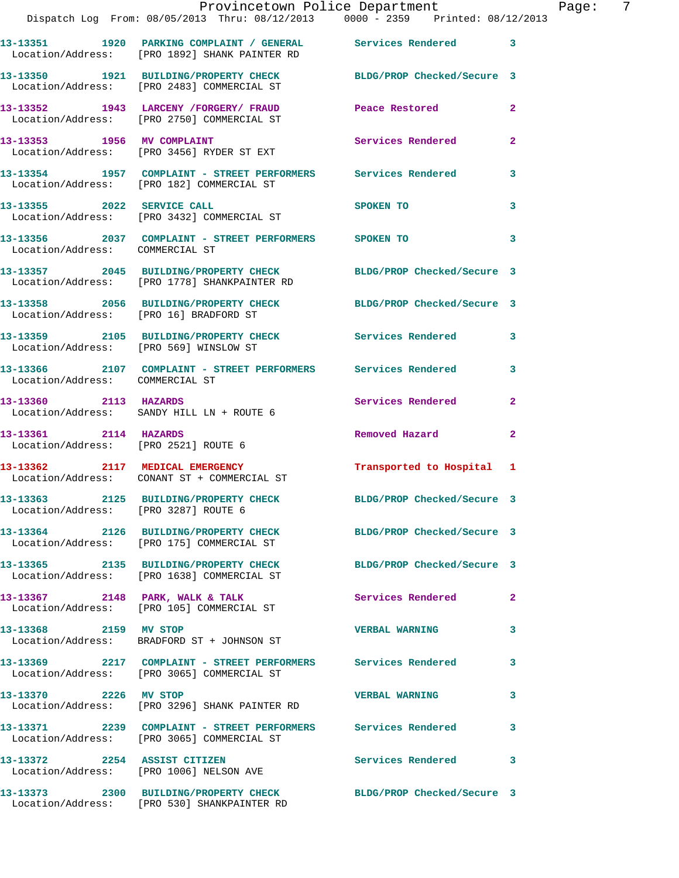| Call Number | Time | Call Type | Action | Priority |
|---|---|---|---|---|
| 13-13351 | 1920 | PARKING COMPLAINT / GENERAL | Services Rendered | 3 |
| Location/Address: | | [PRO 1892] SHANK PAINTER RD | | |
| 13-13350 | 1921 | BUILDING/PROPERTY CHECK | BLDG/PROP Checked/Secure | 3 |
| Location/Address: | | [PRO 2483] COMMERCIAL ST | | |
| 13-13352 | 1943 | LARCENY /FORGERY/ FRAUD | Peace Restored | 2 |
| Location/Address: | | [PRO 2750] COMMERCIAL ST | | |
| 13-13353 | 1956 | MV COMPLAINT | Services Rendered | 2 |
| Location/Address: | | [PRO 3456] RYDER ST EXT | | |
| 13-13354 | 1957 | COMPLAINT - STREET PERFORMERS | Services Rendered | 3 |
| Location/Address: | | [PRO 182] COMMERCIAL ST | | |
| 13-13355 | 2022 | SERVICE CALL | SPOKEN TO | 3 |
| Location/Address: | | [PRO 3432] COMMERCIAL ST | | |
| 13-13356 | 2037 | COMPLAINT - STREET PERFORMERS | SPOKEN TO | 3 |
| Location/Address: | | COMMERCIAL ST | | |
| 13-13357 | 2045 | BUILDING/PROPERTY CHECK | BLDG/PROP Checked/Secure | 3 |
| Location/Address: | | [PRO 1778] SHANKPAINTER RD | | |
| 13-13358 | 2056 | BUILDING/PROPERTY CHECK | BLDG/PROP Checked/Secure | 3 |
| Location/Address: | | [PRO 16] BRADFORD ST | | |
| 13-13359 | 2105 | BUILDING/PROPERTY CHECK | Services Rendered | 3 |
| Location/Address: | | [PRO 569] WINSLOW ST | | |
| 13-13366 | 2107 | COMPLAINT - STREET PERFORMERS | Services Rendered | 3 |
| Location/Address: | | COMMERCIAL ST | | |
| 13-13360 | 2113 | HAZARDS | Services Rendered | 2 |
| Location/Address: | | SANDY HILL LN + ROUTE 6 | | |
| 13-13361 | 2114 | HAZARDS | Removed Hazard | 2 |
| Location/Address: | | [PRO 2521] ROUTE 6 | | |
| 13-13362 | 2117 | MEDICAL EMERGENCY | Transported to Hospital | 1 |
| Location/Address: | | CONANT ST + COMMERCIAL ST | | |
| 13-13363 | 2125 | BUILDING/PROPERTY CHECK | BLDG/PROP Checked/Secure | 3 |
| Location/Address: | | [PRO 3287] ROUTE 6 | | |
| 13-13364 | 2126 | BUILDING/PROPERTY CHECK | BLDG/PROP Checked/Secure | 3 |
| Location/Address: | | [PRO 175] COMMERCIAL ST | | |
| 13-13365 | 2135 | BUILDING/PROPERTY CHECK | BLDG/PROP Checked/Secure | 3 |
| Location/Address: | | [PRO 1638] COMMERCIAL ST | | |
| 13-13367 | 2148 | PARK, WALK & TALK | Services Rendered | 2 |
| Location/Address: | | [PRO 105] COMMERCIAL ST | | |
| 13-13368 | 2159 | MV STOP | VERBAL WARNING | 3 |
| Location/Address: | | BRADFORD ST + JOHNSON ST | | |
| 13-13369 | 2217 | COMPLAINT - STREET PERFORMERS | Services Rendered | 3 |
| Location/Address: | | [PRO 3065] COMMERCIAL ST | | |
| 13-13370 | 2226 | MV STOP | VERBAL WARNING | 3 |
| Location/Address: | | [PRO 3296] SHANK PAINTER RD | | |
| 13-13371 | 2239 | COMPLAINT - STREET PERFORMERS | Services Rendered | 3 |
| Location/Address: | | [PRO 3065] COMMERCIAL ST | | |
| 13-13372 | 2254 | ASSIST CITIZEN | Services Rendered | 3 |
| Location/Address: | | [PRO 1006] NELSON AVE | | |
| 13-13373 | 2300 | BUILDING/PROPERTY CHECK | BLDG/PROP Checked/Secure | 3 |
| Location/Address: | | [PRO 530] SHANKPAINTER RD | | |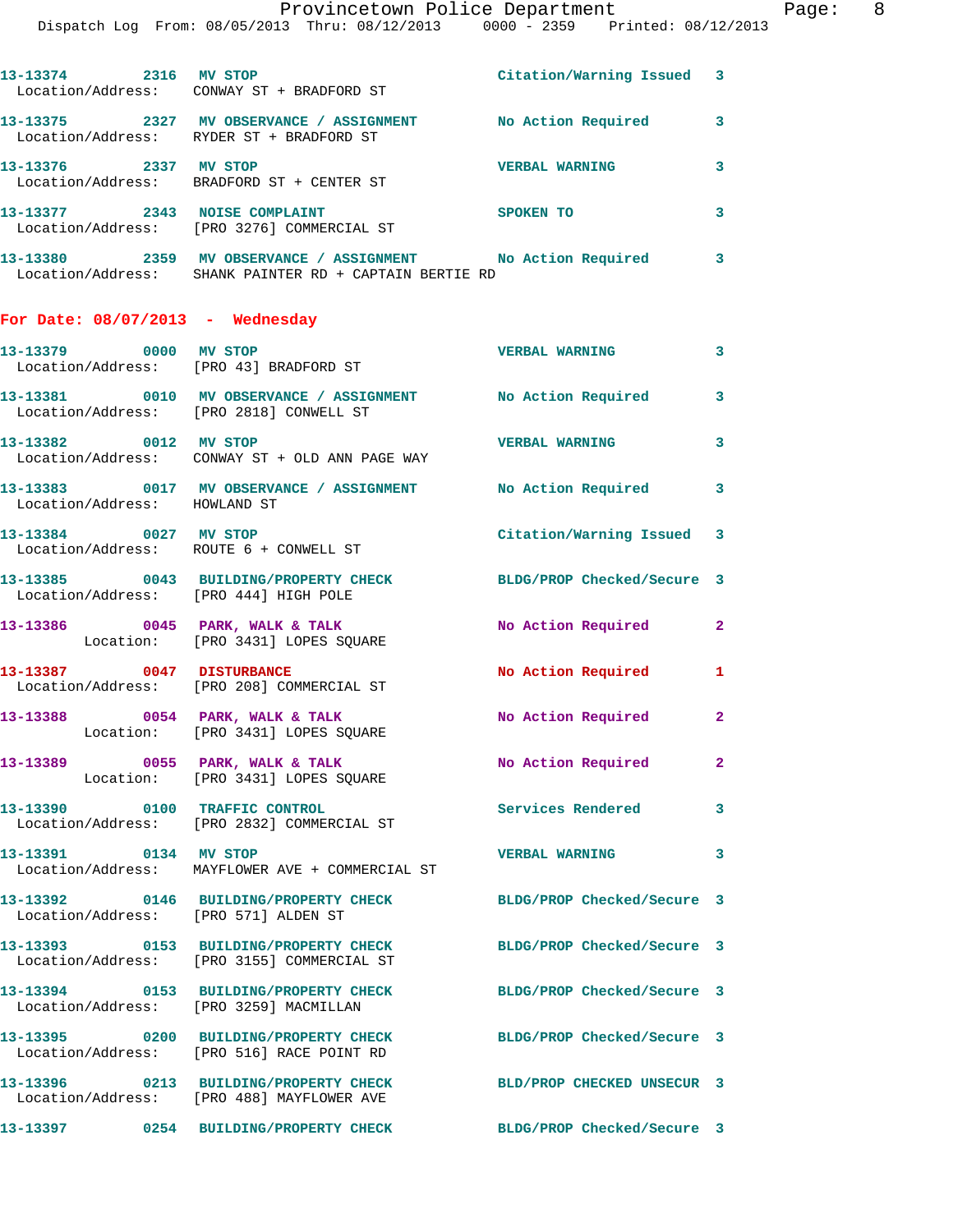13-13374 2316 MV STOP Citation/Warning Issued 3
Location/Address: CONWAY ST + BRADFORD ST

13-13375 2327 MV OBSERVANCE / ASSIGNMENT No Action Required 3
Location/Address: RYDER ST + BRADFORD ST

13-13376 2337 MV STOP VERBAL WARNING 3
Location/Address: BRADFORD ST + CENTER ST

13-13377 2343 NOISE COMPLAINT SPOKEN TO 3
Location/Address: [PRO 3276] COMMERCIAL ST

13-13380 2359 MV OBSERVANCE / ASSIGNMENT No Action Required 3
Location/Address: SHANK PAINTER RD + CAPTAIN BERTIE RD

## For Date: 08/07/2013 - Wednesday

13-13379 0000 MV STOP VERBAL WARNING 3
Location/Address: [PRO 43] BRADFORD ST

13-13381 0010 MV OBSERVANCE / ASSIGNMENT No Action Required 3
Location/Address: [PRO 2818] CONWELL ST

13-13382 0012 MV STOP VERBAL WARNING 3
Location/Address: CONWAY ST + OLD ANN PAGE WAY

13-13383 0017 MV OBSERVANCE / ASSIGNMENT No Action Required 3
Location/Address: HOWLAND ST

13-13384 0027 MV STOP Citation/Warning Issued 3
Location/Address: ROUTE 6 + CONWELL ST

13-13385 0043 BUILDING/PROPERTY CHECK BLDG/PROP Checked/Secure 3
Location/Address: [PRO 444] HIGH POLE

13-13386 0045 PARK, WALK & TALK No Action Required 2
Location: [PRO 3431] LOPES SQUARE

13-13387 0047 DISTURBANCE No Action Required 1
Location/Address: [PRO 208] COMMERCIAL ST

13-13388 0054 PARK, WALK & TALK No Action Required 2
Location: [PRO 3431] LOPES SQUARE

13-13389 0055 PARK, WALK & TALK No Action Required 2
Location: [PRO 3431] LOPES SQUARE

13-13390 0100 TRAFFIC CONTROL Services Rendered 3
Location/Address: [PRO 2832] COMMERCIAL ST

13-13391 0134 MV STOP VERBAL WARNING 3
Location/Address: MAYFLOWER AVE + COMMERCIAL ST

13-13392 0146 BUILDING/PROPERTY CHECK BLDG/PROP Checked/Secure 3
Location/Address: [PRO 571] ALDEN ST

13-13393 0153 BUILDING/PROPERTY CHECK BLDG/PROP Checked/Secure 3
Location/Address: [PRO 3155] COMMERCIAL ST

13-13394 0153 BUILDING/PROPERTY CHECK BLDG/PROP Checked/Secure 3
Location/Address: [PRO 3259] MACMILLAN

13-13395 0200 BUILDING/PROPERTY CHECK BLDG/PROP Checked/Secure 3
Location/Address: [PRO 516] RACE POINT RD

13-13396 0213 BUILDING/PROPERTY CHECK BLD/PROP CHECKED UNSECUR 3
Location/Address: [PRO 488] MAYFLOWER AVE

13-13397 0254 BUILDING/PROPERTY CHECK BLDG/PROP Checked/Secure 3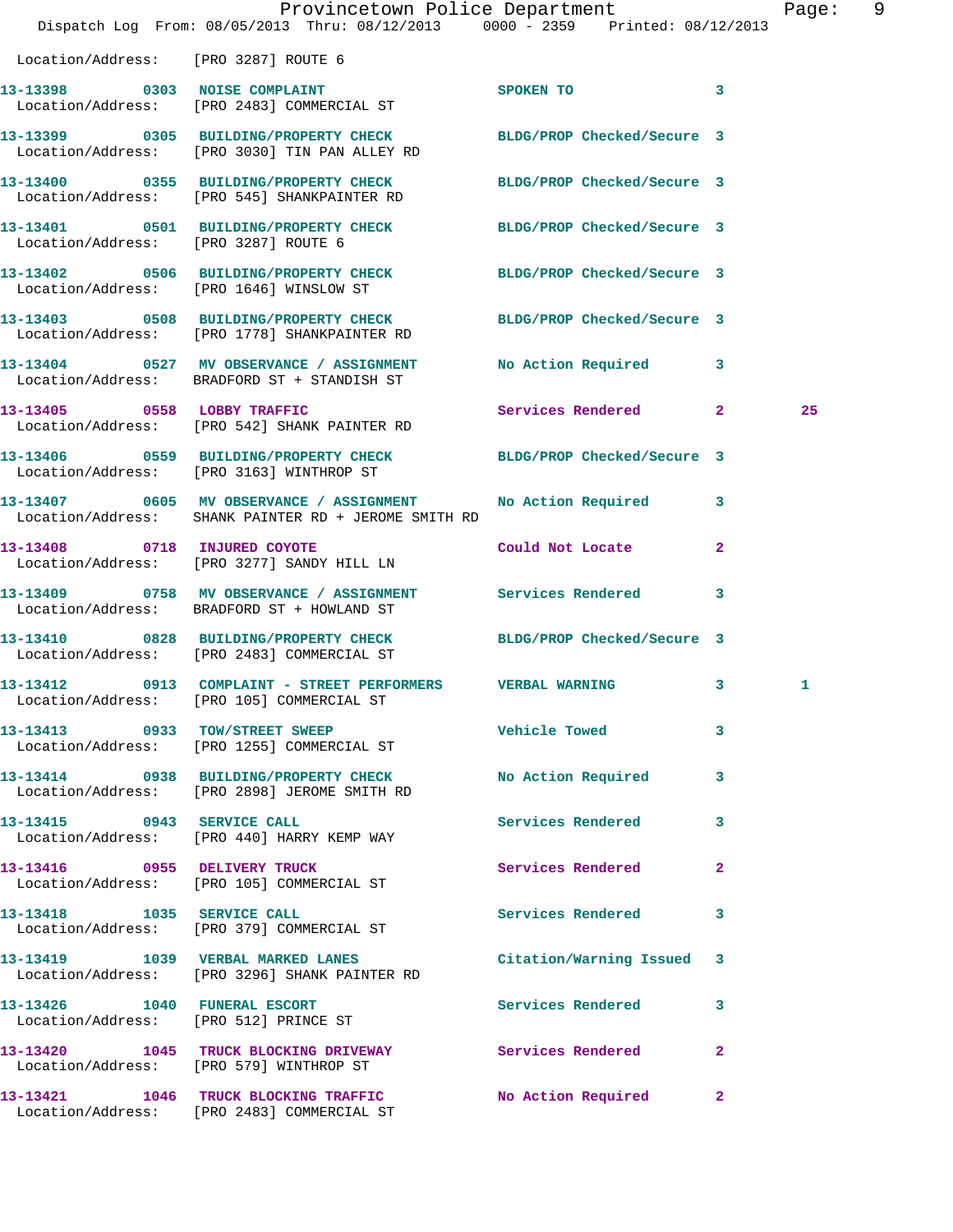Location/Address: [PRO 3287] ROUTE 6

| Call # | Time | Call Reason | Action | Priority | |
|---|---|---|---|---|---|
| 13-13398 | 0303 | NOISE COMPLAINT | SPOKEN TO | 3 | |
| | | Location/Address: [PRO 2483] COMMERCIAL ST | | | |
| 13-13399 | 0305 | BUILDING/PROPERTY CHECK | BLDG/PROP Checked/Secure | 3 | |
| | | Location/Address: [PRO 3030] TIN PAN ALLEY RD | | | |
| 13-13400 | 0355 | BUILDING/PROPERTY CHECK | BLDG/PROP Checked/Secure | 3 | |
| | | Location/Address: [PRO 545] SHANKPAINTER RD | | | |
| 13-13401 | 0501 | BUILDING/PROPERTY CHECK | BLDG/PROP Checked/Secure | 3 | |
| | | Location/Address: [PRO 3287] ROUTE 6 | | | |
| 13-13402 | 0506 | BUILDING/PROPERTY CHECK | BLDG/PROP Checked/Secure | 3 | |
| | | Location/Address: [PRO 1646] WINSLOW ST | | | |
| 13-13403 | 0508 | BUILDING/PROPERTY CHECK | BLDG/PROP Checked/Secure | 3 | |
| | | Location/Address: [PRO 1778] SHANKPAINTER RD | | | |
| 13-13404 | 0527 | MV OBSERVANCE / ASSIGNMENT | No Action Required | 3 | |
| | | Location/Address: BRADFORD ST + STANDISH ST | | | |
| 13-13405 | 0558 | LOBBY TRAFFIC | Services Rendered | 2 | 25 |
| | | Location/Address: [PRO 542] SHANK PAINTER RD | | | |
| 13-13406 | 0559 | BUILDING/PROPERTY CHECK | BLDG/PROP Checked/Secure | 3 | |
| | | Location/Address: [PRO 3163] WINTHROP ST | | | |
| 13-13407 | 0605 | MV OBSERVANCE / ASSIGNMENT | No Action Required | 3 | |
| | | Location/Address: SHANK PAINTER RD + JEROME SMITH RD | | | |
| 13-13408 | 0718 | INJURED COYOTE | Could Not Locate | 2 | |
| | | Location/Address: [PRO 3277] SANDY HILL LN | | | |
| 13-13409 | 0758 | MV OBSERVANCE / ASSIGNMENT | Services Rendered | 3 | |
| | | Location/Address: BRADFORD ST + HOWLAND ST | | | |
| 13-13410 | 0828 | BUILDING/PROPERTY CHECK | BLDG/PROP Checked/Secure | 3 | |
| | | Location/Address: [PRO 2483] COMMERCIAL ST | | | |
| 13-13412 | 0913 | COMPLAINT - STREET PERFORMERS | VERBAL WARNING | 3 | 1 |
| | | Location/Address: [PRO 105] COMMERCIAL ST | | | |
| 13-13413 | 0933 | TOW/STREET SWEEP | Vehicle Towed | 3 | |
| | | Location/Address: [PRO 1255] COMMERCIAL ST | | | |
| 13-13414 | 0938 | BUILDING/PROPERTY CHECK | No Action Required | 3 | |
| | | Location/Address: [PRO 2898] JEROME SMITH RD | | | |
| 13-13415 | 0943 | SERVICE CALL | Services Rendered | 3 | |
| | | Location/Address: [PRO 440] HARRY KEMP WAY | | | |
| 13-13416 | 0955 | DELIVERY TRUCK | Services Rendered | 2 | |
| | | Location/Address: [PRO 105] COMMERCIAL ST | | | |
| 13-13418 | 1035 | SERVICE CALL | Services Rendered | 3 | |
| | | Location/Address: [PRO 379] COMMERCIAL ST | | | |
| 13-13419 | 1039 | VERBAL MARKED LANES | Citation/Warning Issued | 3 | |
| | | Location/Address: [PRO 3296] SHANK PAINTER RD | | | |
| 13-13426 | 1040 | FUNERAL ESCORT | Services Rendered | 3 | |
| | | Location/Address: [PRO 512] PRINCE ST | | | |
| 13-13420 | 1045 | TRUCK BLOCKING DRIVEWAY | Services Rendered | 2 | |
| | | Location/Address: [PRO 579] WINTHROP ST | | | |
| 13-13421 | 1046 | TRUCK BLOCKING TRAFFIC | No Action Required | 2 | |
| | | Location/Address: [PRO 2483] COMMERCIAL ST | | | |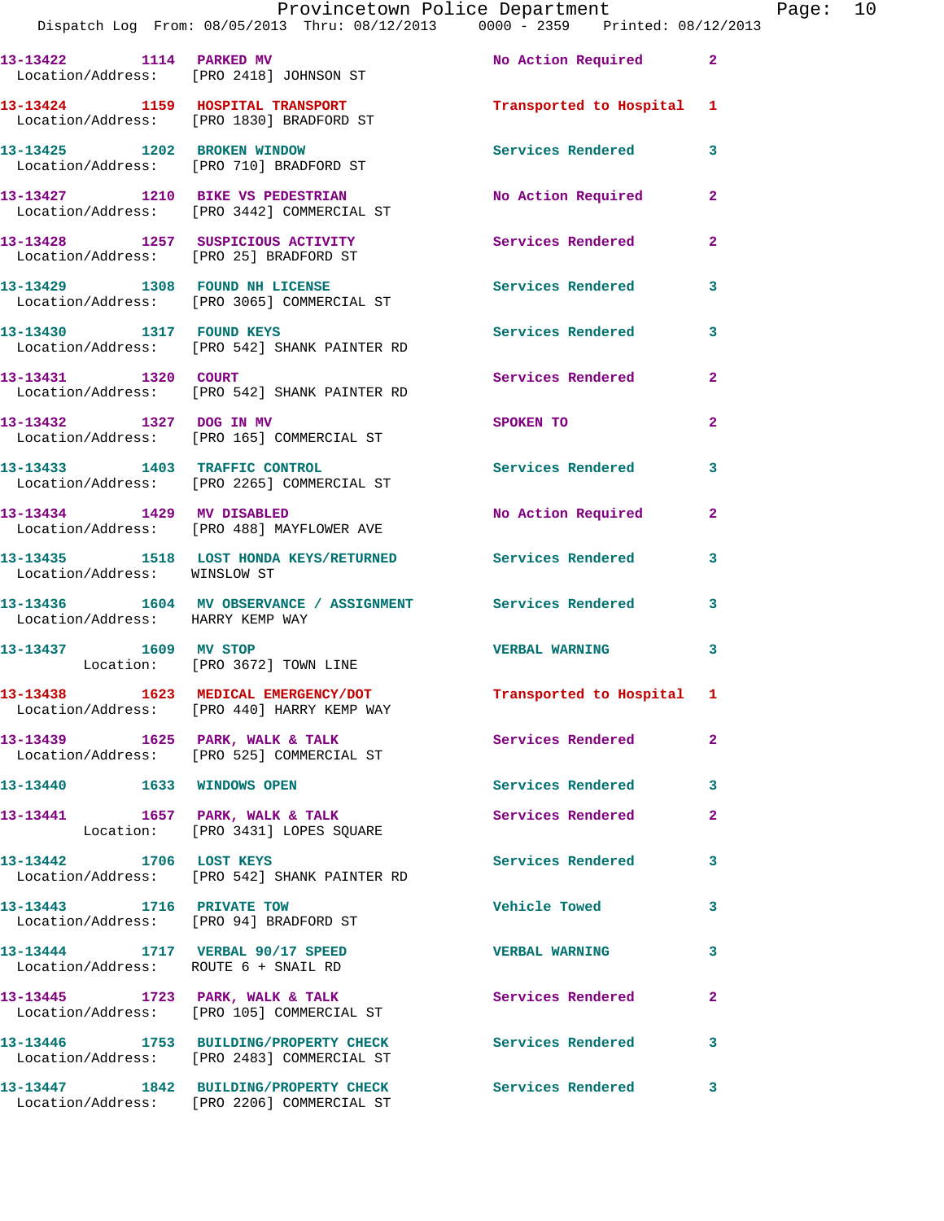13-13422 1114 PARKED MV No Action Required 2
Location/Address: [PRO 2418] JOHNSON ST

13-13424 1159 HOSPITAL TRANSPORT Transported to Hospital 1
Location/Address: [PRO 1830] BRADFORD ST

13-13425 1202 BROKEN WINDOW Services Rendered 3
Location/Address: [PRO 710] BRADFORD ST

13-13427 1210 BIKE VS PEDESTRIAN No Action Required 2
Location/Address: [PRO 3442] COMMERCIAL ST

13-13428 1257 SUSPICIOUS ACTIVITY Services Rendered 2
Location/Address: [PRO 25] BRADFORD ST

13-13429 1308 FOUND NH LICENSE Services Rendered 3
Location/Address: [PRO 3065] COMMERCIAL ST

13-13430 1317 FOUND KEYS Services Rendered 3
Location/Address: [PRO 542] SHANK PAINTER RD

13-13431 1320 COURT Services Rendered 2
Location/Address: [PRO 542] SHANK PAINTER RD

13-13432 1327 DOG IN MV SPOKEN TO 2
Location/Address: [PRO 165] COMMERCIAL ST

13-13433 1403 TRAFFIC CONTROL Services Rendered 3
Location/Address: [PRO 2265] COMMERCIAL ST

13-13434 1429 MV DISABLED No Action Required 2
Location/Address: [PRO 488] MAYFLOWER AVE

13-13435 1518 LOST HONDA KEYS/RETURNED Services Rendered 3
Location/Address: WINSLOW ST

13-13436 1604 MV OBSERVANCE / ASSIGNMENT Services Rendered 3
Location/Address: HARRY KEMP WAY

13-13437 1609 MV STOP VERBAL WARNING 3
Location: [PRO 3672] TOWN LINE

13-13438 1623 MEDICAL EMERGENCY/DOT Transported to Hospital 1
Location/Address: [PRO 440] HARRY KEMP WAY

13-13439 1625 PARK, WALK & TALK Services Rendered 2
Location/Address: [PRO 525] COMMERCIAL ST

13-13440 1633 WINDOWS OPEN Services Rendered 3

13-13441 1657 PARK, WALK & TALK Services Rendered 2
Location: [PRO 3431] LOPES SQUARE

13-13442 1706 LOST KEYS Services Rendered 3
Location/Address: [PRO 542] SHANK PAINTER RD

13-13443 1716 PRIVATE TOW Vehicle Towed 3
Location/Address: [PRO 94] BRADFORD ST

13-13444 1717 VERBAL 90/17 SPEED VERBAL WARNING 3
Location/Address: ROUTE 6 + SNAIL RD

13-13445 1723 PARK, WALK & TALK Services Rendered 2
Location/Address: [PRO 105] COMMERCIAL ST

13-13446 1753 BUILDING/PROPERTY CHECK Services Rendered 3
Location/Address: [PRO 2483] COMMERCIAL ST

13-13447 1842 BUILDING/PROPERTY CHECK Services Rendered 3
Location/Address: [PRO 2206] COMMERCIAL ST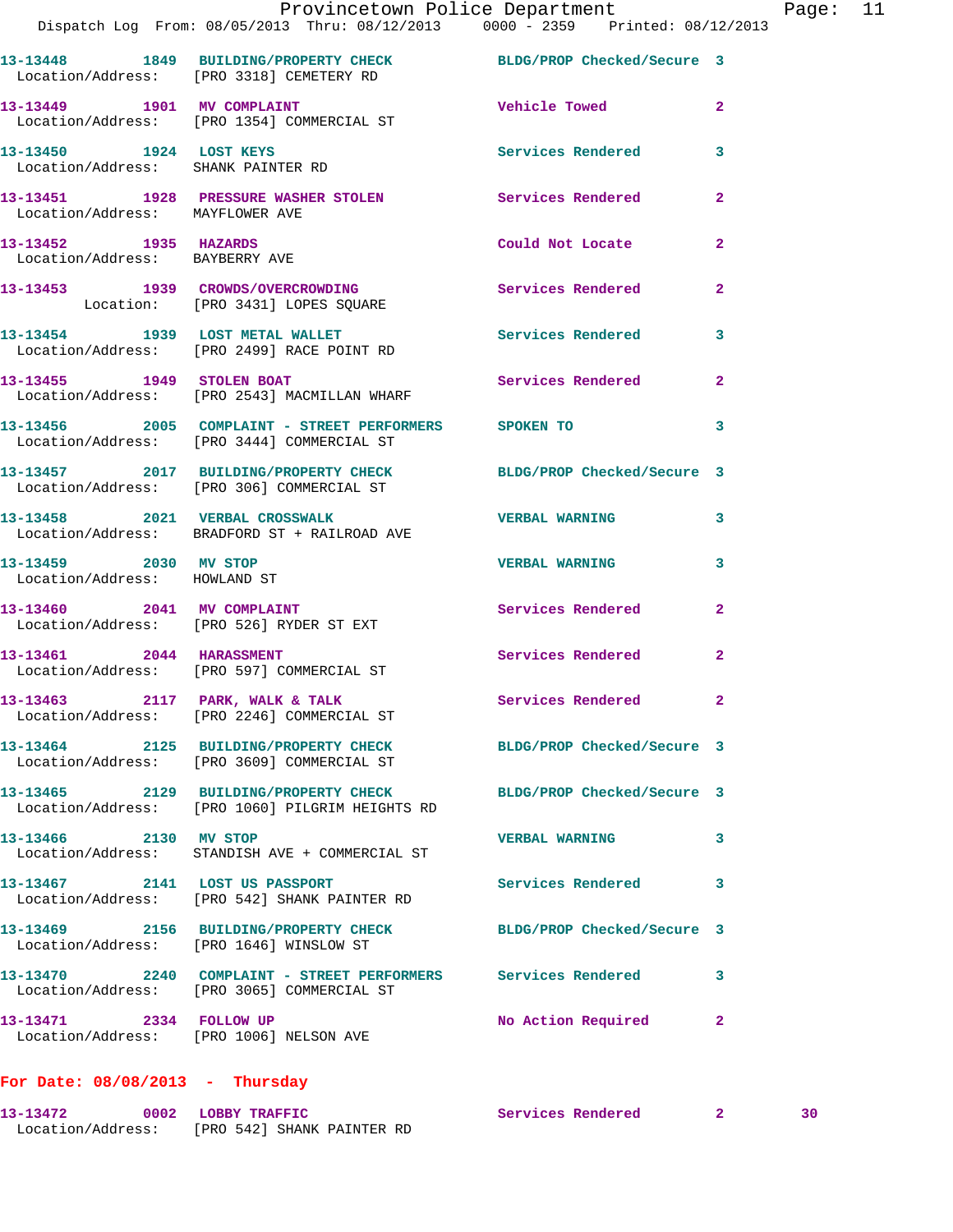```
13-13448        1849  BUILDING/PROPERTY CHECK          BLDG/PROP Checked/Secure  3
  Location/Address:   [PRO 3318] CEMETERY RD

13-13449        1901  MV COMPLAINT                     Vehicle Towed             2
  Location/Address:   [PRO 1354] COMMERCIAL ST

13-13450        1924  LOST KEYS                        Services Rendered         3
  Location/Address:   SHANK PAINTER RD

13-13451        1928  PRESSURE WASHER STOLEN           Services Rendered         2
  Location/Address:   MAYFLOWER AVE

13-13452        1935  HAZARDS                          Could Not Locate          2
  Location/Address:   BAYBERRY AVE

13-13453        1939  CROWDS/OVERCROWDING              Services Rendered         2
           Location:  [PRO 3431] LOPES SQUARE

13-13454        1939  LOST METAL WALLET                Services Rendered         3
  Location/Address:   [PRO 2499] RACE POINT RD

13-13455        1949  STOLEN BOAT                      Services Rendered         2
  Location/Address:   [PRO 2543] MACMILLAN WHARF

13-13456        2005  COMPLAINT - STREET PERFORMERS    SPOKEN TO                 3
  Location/Address:   [PRO 3444] COMMERCIAL ST

13-13457        2017  BUILDING/PROPERTY CHECK          BLDG/PROP Checked/Secure  3
  Location/Address:   [PRO 306] COMMERCIAL ST

13-13458        2021  VERBAL CROSSWALK                 VERBAL WARNING            3
  Location/Address:   BRADFORD ST + RAILROAD AVE

13-13459        2030  MV STOP                          VERBAL WARNING            3
  Location/Address:   HOWLAND ST

13-13460        2041  MV COMPLAINT                     Services Rendered         2
  Location/Address:   [PRO 526] RYDER ST EXT

13-13461        2044  HARASSMENT                       Services Rendered         2
  Location/Address:   [PRO 597] COMMERCIAL ST

13-13463        2117  PARK, WALK & TALK                Services Rendered         2
  Location/Address:   [PRO 2246] COMMERCIAL ST

13-13464        2125  BUILDING/PROPERTY CHECK          BLDG/PROP Checked/Secure  3
  Location/Address:   [PRO 3609] COMMERCIAL ST

13-13465        2129  BUILDING/PROPERTY CHECK          BLDG/PROP Checked/Secure  3
  Location/Address:   [PRO 1060] PILGRIM HEIGHTS RD

13-13466        2130  MV STOP                          VERBAL WARNING            3
  Location/Address:   STANDISH AVE + COMMERCIAL ST

13-13467        2141  LOST US PASSPORT                 Services Rendered         3
  Location/Address:   [PRO 542] SHANK PAINTER RD

13-13469        2156  BUILDING/PROPERTY CHECK          BLDG/PROP Checked/Secure  3
  Location/Address:   [PRO 1646] WINSLOW ST

13-13470        2240  COMPLAINT - STREET PERFORMERS    Services Rendered         3
  Location/Address:   [PRO 3065] COMMERCIAL ST

13-13471        2334  FOLLOW UP                        No Action Required        2
  Location/Address:   [PRO 1006] NELSON AVE
```

**For Date: 08/08/2013 - Thursday**

```
13-13472        0002  LOBBY TRAFFIC                    Services Rendered         2        30
  Location/Address:   [PRO 542] SHANK PAINTER RD
```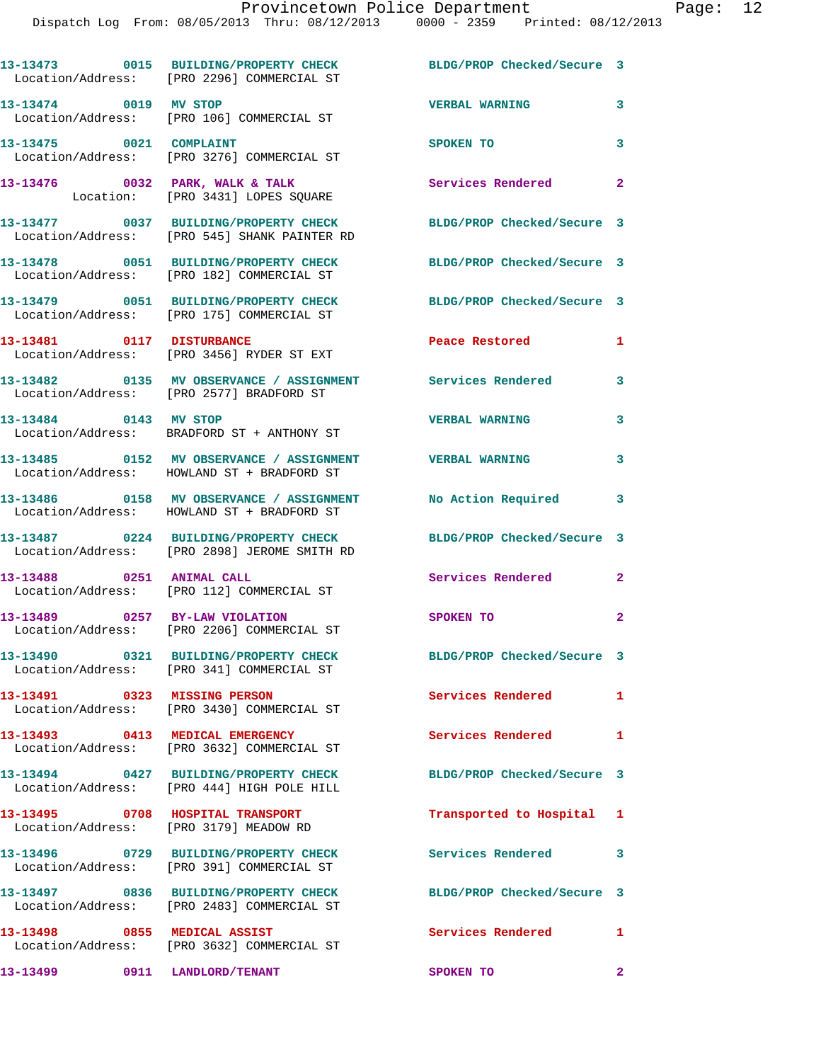| Call # | Time | Call Type | Action | Priority |
|---|---|---|---|---|
| 13-13473 | 0015 | BUILDING/PROPERTY CHECK | BLDG/PROP Checked/Secure | 3 |
| Location/Address: | | [PRO 2296] COMMERCIAL ST | | |
| 13-13474 | 0019 | MV STOP | VERBAL WARNING | 3 |
| Location/Address: | | [PRO 106] COMMERCIAL ST | | |
| 13-13475 | 0021 | COMPLAINT | SPOKEN TO | 3 |
| Location/Address: | | [PRO 3276] COMMERCIAL ST | | |
| 13-13476 | 0032 | PARK, WALK & TALK | Services Rendered | 2 |
| Location: | | [PRO 3431] LOPES SQUARE | | |
| 13-13477 | 0037 | BUILDING/PROPERTY CHECK | BLDG/PROP Checked/Secure | 3 |
| Location/Address: | | [PRO 545] SHANK PAINTER RD | | |
| 13-13478 | 0051 | BUILDING/PROPERTY CHECK | BLDG/PROP Checked/Secure | 3 |
| Location/Address: | | [PRO 182] COMMERCIAL ST | | |
| 13-13479 | 0051 | BUILDING/PROPERTY CHECK | BLDG/PROP Checked/Secure | 3 |
| Location/Address: | | [PRO 175] COMMERCIAL ST | | |
| 13-13481 | 0117 | DISTURBANCE | Peace Restored | 1 |
| Location/Address: | | [PRO 3456] RYDER ST EXT | | |
| 13-13482 | 0135 | MV OBSERVANCE / ASSIGNMENT | Services Rendered | 3 |
| Location/Address: | | [PRO 2577] BRADFORD ST | | |
| 13-13484 | 0143 | MV STOP | VERBAL WARNING | 3 |
| Location/Address: | | BRADFORD ST + ANTHONY ST | | |
| 13-13485 | 0152 | MV OBSERVANCE / ASSIGNMENT | VERBAL WARNING | 3 |
| Location/Address: | | HOWLAND ST + BRADFORD ST | | |
| 13-13486 | 0158 | MV OBSERVANCE / ASSIGNMENT | No Action Required | 3 |
| Location/Address: | | HOWLAND ST + BRADFORD ST | | |
| 13-13487 | 0224 | BUILDING/PROPERTY CHECK | BLDG/PROP Checked/Secure | 3 |
| Location/Address: | | [PRO 2898] JEROME SMITH RD | | |
| 13-13488 | 0251 | ANIMAL CALL | Services Rendered | 2 |
| Location/Address: | | [PRO 112] COMMERCIAL ST | | |
| 13-13489 | 0257 | BY-LAW VIOLATION | SPOKEN TO | 2 |
| Location/Address: | | [PRO 2206] COMMERCIAL ST | | |
| 13-13490 | 0321 | BUILDING/PROPERTY CHECK | BLDG/PROP Checked/Secure | 3 |
| Location/Address: | | [PRO 341] COMMERCIAL ST | | |
| 13-13491 | 0323 | MISSING PERSON | Services Rendered | 1 |
| Location/Address: | | [PRO 3430] COMMERCIAL ST | | |
| 13-13493 | 0413 | MEDICAL EMERGENCY | Services Rendered | 1 |
| Location/Address: | | [PRO 3632] COMMERCIAL ST | | |
| 13-13494 | 0427 | BUILDING/PROPERTY CHECK | BLDG/PROP Checked/Secure | 3 |
| Location/Address: | | [PRO 444] HIGH POLE HILL | | |
| 13-13495 | 0708 | HOSPITAL TRANSPORT | Transported to Hospital | 1 |
| Location/Address: | | [PRO 3179] MEADOW RD | | |
| 13-13496 | 0729 | BUILDING/PROPERTY CHECK | Services Rendered | 3 |
| Location/Address: | | [PRO 391] COMMERCIAL ST | | |
| 13-13497 | 0836 | BUILDING/PROPERTY CHECK | BLDG/PROP Checked/Secure | 3 |
| Location/Address: | | [PRO 2483] COMMERCIAL ST | | |
| 13-13498 | 0855 | MEDICAL ASSIST | Services Rendered | 1 |
| Location/Address: | | [PRO 3632] COMMERCIAL ST | | |
| 13-13499 | 0911 | LANDLORD/TENANT | SPOKEN TO | 2 |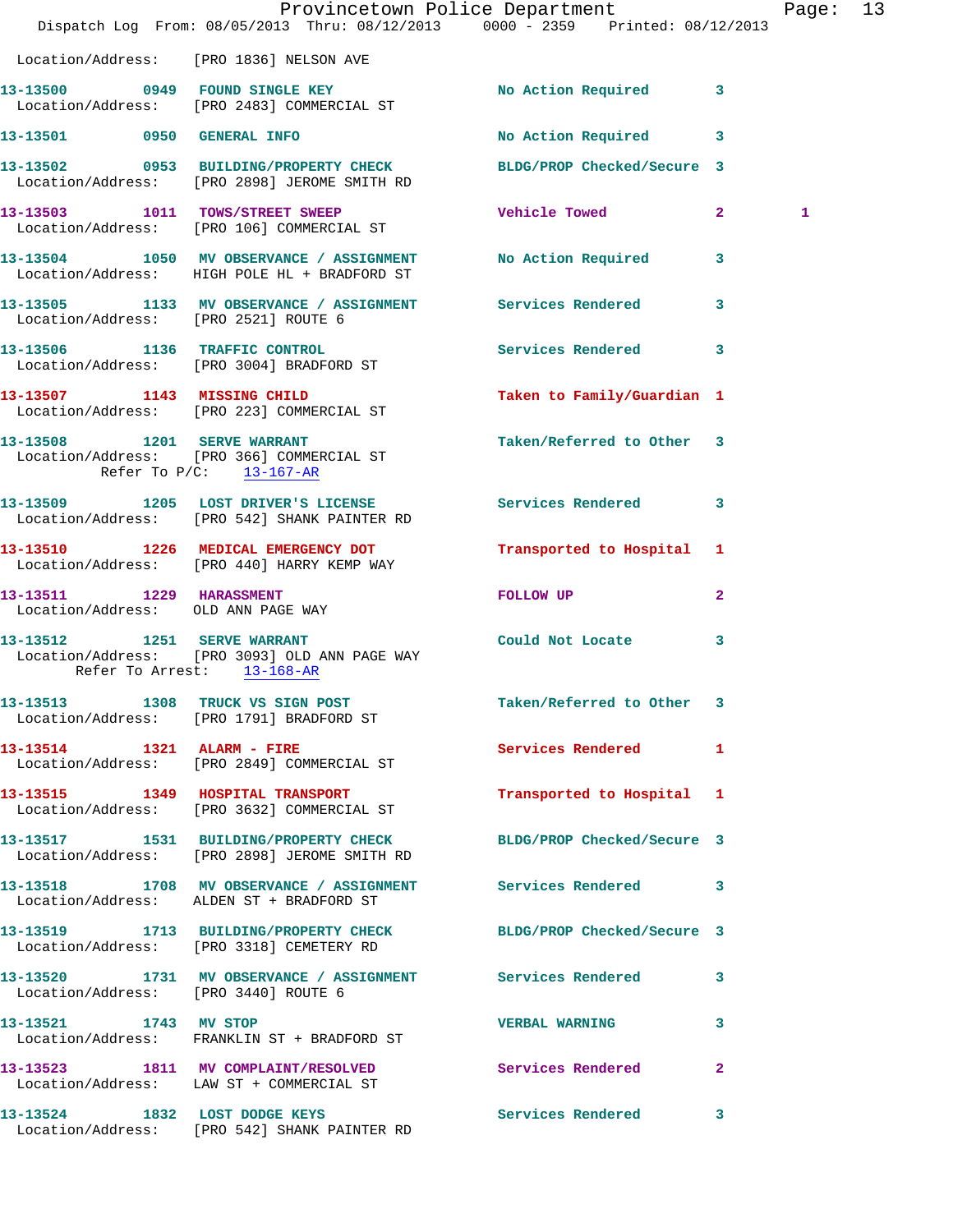Location/Address: [PRO 1836] NELSON AVE

**13-13500** 0949 **FOUND SINGLE KEY** No Action Required 3
Location/Address: [PRO 2483] COMMERCIAL ST

**13-13501** 0950 **GENERAL INFO** No Action Required 3

**13-13502** 0953 **BUILDING/PROPERTY CHECK** BLDG/PROP Checked/Secure 3
Location/Address: [PRO 2898] JEROME SMITH RD

**13-13503** 1011 **TOWS/STREET SWEEP** Vehicle Towed 2 1
Location/Address: [PRO 106] COMMERCIAL ST

**13-13504** 1050 **MV OBSERVANCE / ASSIGNMENT** No Action Required 3
Location/Address: HIGH POLE HL + BRADFORD ST

**13-13505** 1133 **MV OBSERVANCE / ASSIGNMENT** Services Rendered 3
Location/Address: [PRO 2521] ROUTE 6

**13-13506** 1136 **TRAFFIC CONTROL** Services Rendered 3
Location/Address: [PRO 3004] BRADFORD ST

**13-13507** 1143 **MISSING CHILD** Taken to Family/Guardian 1
Location/Address: [PRO 223] COMMERCIAL ST

**13-13508** 1201 **SERVE WARRANT** Taken/Referred to Other 3
Location/Address: [PRO 366] COMMERCIAL ST
Refer To P/C: 13-167-AR

**13-13509** 1205 **LOST DRIVER'S LICENSE** Services Rendered 3
Location/Address: [PRO 542] SHANK PAINTER RD

**13-13510** 1226 **MEDICAL EMERGENCY DOT** Transported to Hospital 1
Location/Address: [PRO 440] HARRY KEMP WAY

**13-13511** 1229 **HARASSMENT** FOLLOW UP 2
Location/Address: OLD ANN PAGE WAY

**13-13512** 1251 **SERVE WARRANT** Could Not Locate 3
Location/Address: [PRO 3093] OLD ANN PAGE WAY
Refer To Arrest: 13-168-AR

**13-13513** 1308 **TRUCK VS SIGN POST** Taken/Referred to Other 3
Location/Address: [PRO 1791] BRADFORD ST

**13-13514** 1321 **ALARM - FIRE** Services Rendered 1
Location/Address: [PRO 2849] COMMERCIAL ST

**13-13515** 1349 **HOSPITAL TRANSPORT** Transported to Hospital 1
Location/Address: [PRO 3632] COMMERCIAL ST

**13-13517** 1531 **BUILDING/PROPERTY CHECK** BLDG/PROP Checked/Secure 3
Location/Address: [PRO 2898] JEROME SMITH RD

**13-13518** 1708 **MV OBSERVANCE / ASSIGNMENT** Services Rendered 3
Location/Address: ALDEN ST + BRADFORD ST

**13-13519** 1713 **BUILDING/PROPERTY CHECK** BLDG/PROP Checked/Secure 3
Location/Address: [PRO 3318] CEMETERY RD

**13-13520** 1731 **MV OBSERVANCE / ASSIGNMENT** Services Rendered 3
Location/Address: [PRO 3440] ROUTE 6

**13-13521** 1743 **MV STOP** VERBAL WARNING 3
Location/Address: FRANKLIN ST + BRADFORD ST

**13-13523** 1811 **MV COMPLAINT/RESOLVED** Services Rendered 2
Location/Address: LAW ST + COMMERCIAL ST

**13-13524** 1832 **LOST DODGE KEYS** Services Rendered 3
Location/Address: [PRO 542] SHANK PAINTER RD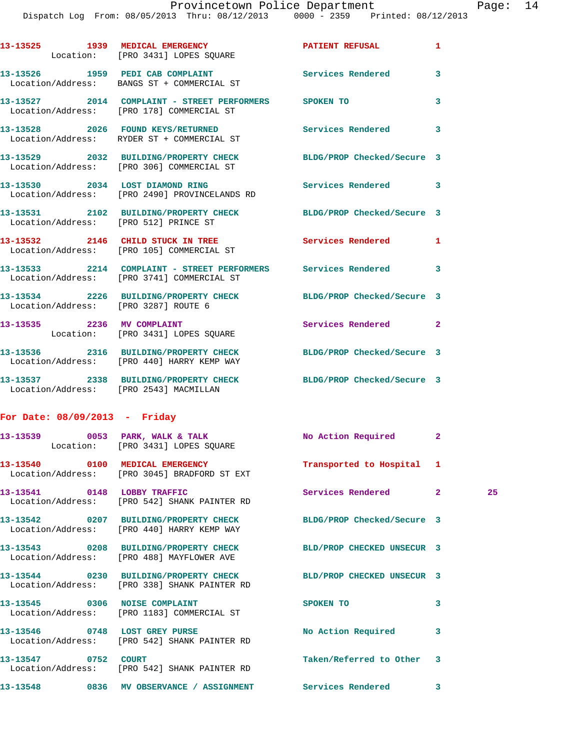13-13525 1939 MEDICAL EMERGENCY PATIENT REFUSAL 1
Location: [PRO 3431] LOPES SQUARE

13-13526 1959 PEDI CAB COMPLAINT Services Rendered 3
Location/Address: BANGS ST + COMMERCIAL ST

13-13527 2014 COMPLAINT - STREET PERFORMERS SPOKEN TO 3
Location/Address: [PRO 178] COMMERCIAL ST

13-13528 2026 FOUND KEYS/RETURNED Services Rendered 3
Location/Address: RYDER ST + COMMERCIAL ST

13-13529 2032 BUILDING/PROPERTY CHECK BLDG/PROP Checked/Secure 3
Location/Address: [PRO 306] COMMERCIAL ST

13-13530 2034 LOST DIAMOND RING Services Rendered 3
Location/Address: [PRO 2490] PROVINCELANDS RD

13-13531 2102 BUILDING/PROPERTY CHECK BLDG/PROP Checked/Secure 3
Location/Address: [PRO 512] PRINCE ST

13-13532 2146 CHILD STUCK IN TREE Services Rendered 1
Location/Address: [PRO 105] COMMERCIAL ST

13-13533 2214 COMPLAINT - STREET PERFORMERS Services Rendered 3
Location/Address: [PRO 3741] COMMERCIAL ST

13-13534 2226 BUILDING/PROPERTY CHECK BLDG/PROP Checked/Secure 3
Location/Address: [PRO 3287] ROUTE 6

13-13535 2236 MV COMPLAINT Services Rendered 2
Location: [PRO 3431] LOPES SQUARE

13-13536 2316 BUILDING/PROPERTY CHECK BLDG/PROP Checked/Secure 3
Location/Address: [PRO 440] HARRY KEMP WAY

13-13537 2338 BUILDING/PROPERTY CHECK BLDG/PROP Checked/Secure 3
Location/Address: [PRO 2543] MACMILLAN

**For Date: 08/09/2013 - Friday**

13-13539 0053 PARK, WALK & TALK No Action Required 2
Location: [PRO 3431] LOPES SQUARE

13-13540 0100 MEDICAL EMERGENCY Transported to Hospital 1
Location/Address: [PRO 3045] BRADFORD ST EXT

13-13541 0148 LOBBY TRAFFIC Services Rendered 2 25
Location/Address: [PRO 542] SHANK PAINTER RD

13-13542 0207 BUILDING/PROPERTY CHECK BLDG/PROP Checked/Secure 3
Location/Address: [PRO 440] HARRY KEMP WAY

13-13543 0208 BUILDING/PROPERTY CHECK BLD/PROP CHECKED UNSECUR 3
Location/Address: [PRO 488] MAYFLOWER AVE

13-13544 0230 BUILDING/PROPERTY CHECK BLD/PROP CHECKED UNSECUR 3
Location/Address: [PRO 338] SHANK PAINTER RD

13-13545 0306 NOISE COMPLAINT SPOKEN TO 3
Location/Address: [PRO 1183] COMMERCIAL ST

13-13546 0748 LOST GREY PURSE No Action Required 3
Location/Address: [PRO 542] SHANK PAINTER RD

13-13547 0752 COURT Taken/Referred to Other 3
Location/Address: [PRO 542] SHANK PAINTER RD

13-13548 0836 MV OBSERVANCE / ASSIGNMENT Services Rendered 3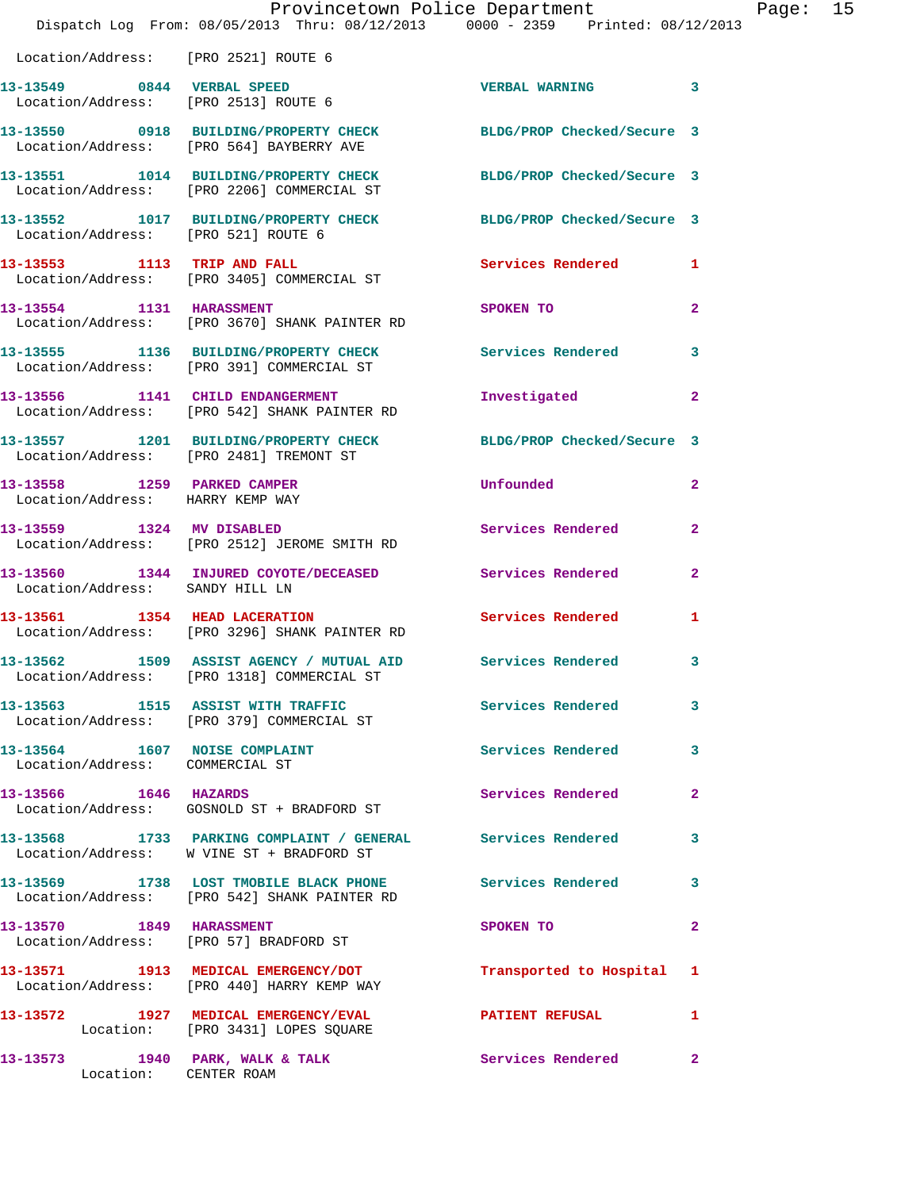Location/Address: [PRO 2521] ROUTE 6

| Call # | Time | Call Reason | Action | Priority |
|---|---|---|---|---|
| 13-13549 | 0844 | VERBAL SPEED | VERBAL WARNING | 3 |
| | | Location/Address: [PRO 2513] ROUTE 6 | | |
| 13-13550 | 0918 | BUILDING/PROPERTY CHECK | BLDG/PROP Checked/Secure | 3 |
| | | Location/Address: [PRO 564] BAYBERRY AVE | | |
| 13-13551 | 1014 | BUILDING/PROPERTY CHECK | BLDG/PROP Checked/Secure | 3 |
| | | Location/Address: [PRO 2206] COMMERCIAL ST | | |
| 13-13552 | 1017 | BUILDING/PROPERTY CHECK | BLDG/PROP Checked/Secure | 3 |
| | | Location/Address: [PRO 521] ROUTE 6 | | |
| 13-13553 | 1113 | TRIP AND FALL | Services Rendered | 1 |
| | | Location/Address: [PRO 3405] COMMERCIAL ST | | |
| 13-13554 | 1131 | HARASSMENT | SPOKEN TO | 2 |
| | | Location/Address: [PRO 3670] SHANK PAINTER RD | | |
| 13-13555 | 1136 | BUILDING/PROPERTY CHECK | Services Rendered | 3 |
| | | Location/Address: [PRO 391] COMMERCIAL ST | | |
| 13-13556 | 1141 | CHILD ENDANGERMENT | Investigated | 2 |
| | | Location/Address: [PRO 542] SHANK PAINTER RD | | |
| 13-13557 | 1201 | BUILDING/PROPERTY CHECK | BLDG/PROP Checked/Secure | 3 |
| | | Location/Address: [PRO 2481] TREMONT ST | | |
| 13-13558 | 1259 | PARKED CAMPER | Unfounded | 2 |
| | | Location/Address: HARRY KEMP WAY | | |
| 13-13559 | 1324 | MV DISABLED | Services Rendered | 2 |
| | | Location/Address: [PRO 2512] JEROME SMITH RD | | |
| 13-13560 | 1344 | INJURED COYOTE/DECEASED | Services Rendered | 2 |
| | | Location/Address: SANDY HILL LN | | |
| 13-13561 | 1354 | HEAD LACERATION | Services Rendered | 1 |
| | | Location/Address: [PRO 3296] SHANK PAINTER RD | | |
| 13-13562 | 1509 | ASSIST AGENCY / MUTUAL AID | Services Rendered | 3 |
| | | Location/Address: [PRO 1318] COMMERCIAL ST | | |
| 13-13563 | 1515 | ASSIST WITH TRAFFIC | Services Rendered | 3 |
| | | Location/Address: [PRO 379] COMMERCIAL ST | | |
| 13-13564 | 1607 | NOISE COMPLAINT | Services Rendered | 3 |
| | | Location/Address: COMMERCIAL ST | | |
| 13-13566 | 1646 | HAZARDS | Services Rendered | 2 |
| | | Location/Address: GOSNOLD ST + BRADFORD ST | | |
| 13-13568 | 1733 | PARKING COMPLAINT / GENERAL | Services Rendered | 3 |
| | | Location/Address: W VINE ST + BRADFORD ST | | |
| 13-13569 | 1738 | LOST TMOBILE BLACK PHONE | Services Rendered | 3 |
| | | Location/Address: [PRO 542] SHANK PAINTER RD | | |
| 13-13570 | 1849 | HARASSMENT | SPOKEN TO | 2 |
| | | Location/Address: [PRO 57] BRADFORD ST | | |
| 13-13571 | 1913 | MEDICAL EMERGENCY/DOT | Transported to Hospital | 1 |
| | | Location/Address: [PRO 440] HARRY KEMP WAY | | |
| 13-13572 | 1927 | MEDICAL EMERGENCY/EVAL | PATIENT REFUSAL | 1 |
| | | Location: [PRO 3431] LOPES SQUARE | | |
| 13-13573 | 1940 | PARK, WALK & TALK | Services Rendered | 2 |
| | | Location: CENTER ROAM | | |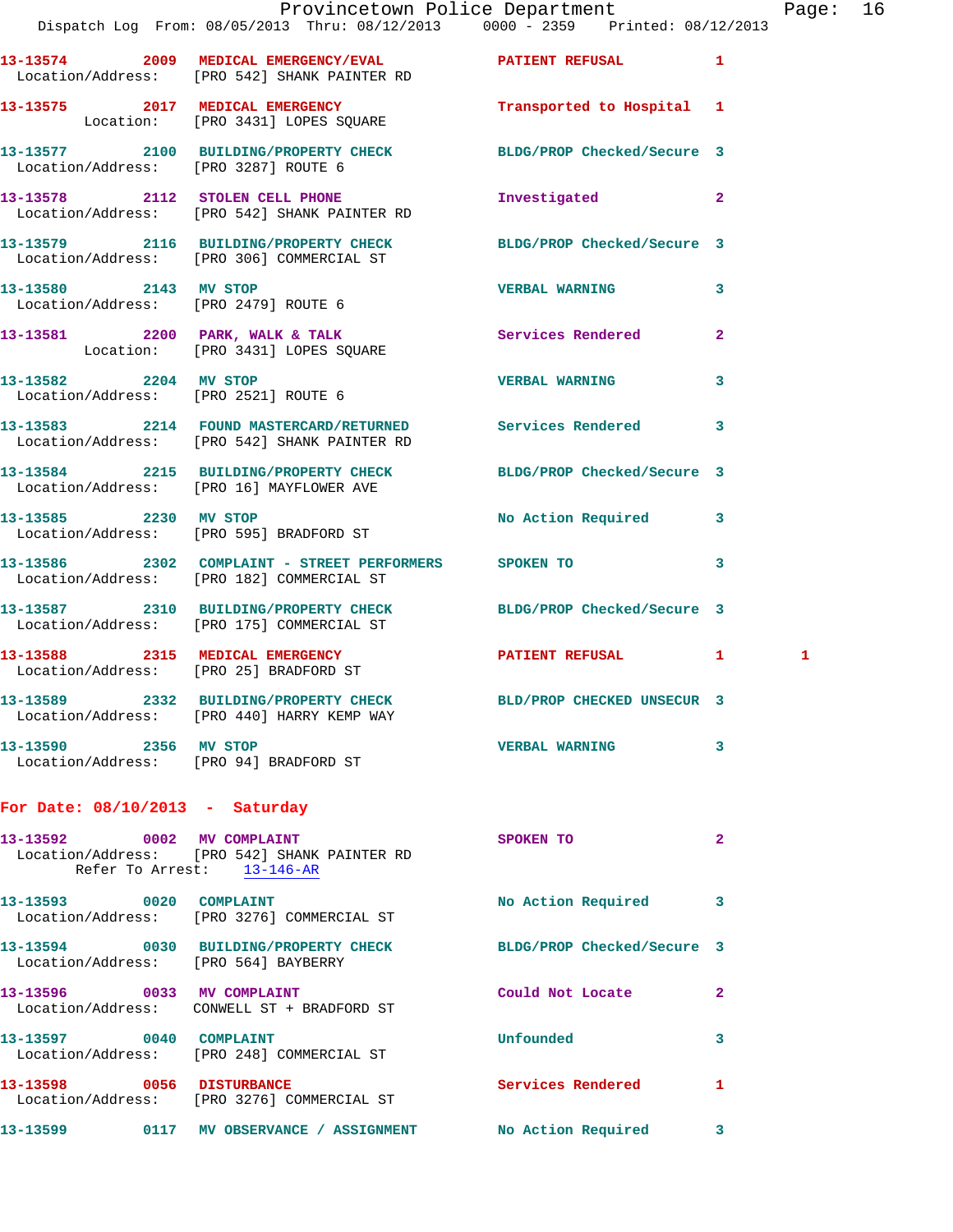13-13574 2009 MEDICAL EMERGENCY/EVAL PATIENT REFUSAL 1
Location/Address: [PRO 542] SHANK PAINTER RD

13-13575 2017 MEDICAL EMERGENCY Transported to Hospital 1
Location: [PRO 3431] LOPES SQUARE

13-13577 2100 BUILDING/PROPERTY CHECK BLDG/PROP Checked/Secure 3
Location/Address: [PRO 3287] ROUTE 6

13-13578 2112 STOLEN CELL PHONE Investigated 2
Location/Address: [PRO 542] SHANK PAINTER RD

13-13579 2116 BUILDING/PROPERTY CHECK BLDG/PROP Checked/Secure 3
Location/Address: [PRO 306] COMMERCIAL ST

13-13580 2143 MV STOP VERBAL WARNING 3
Location/Address: [PRO 2479] ROUTE 6

13-13581 2200 PARK, WALK & TALK Services Rendered 2
Location: [PRO 3431] LOPES SQUARE

13-13582 2204 MV STOP VERBAL WARNING 3
Location/Address: [PRO 2521] ROUTE 6

13-13583 2214 FOUND MASTERCARD/RETURNED Services Rendered 3
Location/Address: [PRO 542] SHANK PAINTER RD

13-13584 2215 BUILDING/PROPERTY CHECK BLDG/PROP Checked/Secure 3
Location/Address: [PRO 16] MAYFLOWER AVE

13-13585 2230 MV STOP No Action Required 3
Location/Address: [PRO 595] BRADFORD ST

13-13586 2302 COMPLAINT - STREET PERFORMERS SPOKEN TO 3
Location/Address: [PRO 182] COMMERCIAL ST

13-13587 2310 BUILDING/PROPERTY CHECK BLDG/PROP Checked/Secure 3
Location/Address: [PRO 175] COMMERCIAL ST

13-13588 2315 MEDICAL EMERGENCY PATIENT REFUSAL 1 1
Location/Address: [PRO 25] BRADFORD ST

13-13589 2332 BUILDING/PROPERTY CHECK BLD/PROP CHECKED UNSECUR 3
Location/Address: [PRO 440] HARRY KEMP WAY

13-13590 2356 MV STOP VERBAL WARNING 3
Location/Address: [PRO 94] BRADFORD ST

## For Date: 08/10/2013 - Saturday

13-13592 0002 MV COMPLAINT SPOKEN TO 2
Location/Address: [PRO 542] SHANK PAINTER RD
Refer To Arrest: 13-146-AR

13-13593 0020 COMPLAINT No Action Required 3
Location/Address: [PRO 3276] COMMERCIAL ST

13-13594 0030 BUILDING/PROPERTY CHECK BLDG/PROP Checked/Secure 3
Location/Address: [PRO 564] BAYBERRY

13-13596 0033 MV COMPLAINT Could Not Locate 2
Location/Address: CONWELL ST + BRADFORD ST

13-13597 0040 COMPLAINT Unfounded 3
Location/Address: [PRO 248] COMMERCIAL ST

13-13598 0056 DISTURBANCE Services Rendered 1
Location/Address: [PRO 3276] COMMERCIAL ST

13-13599 0117 MV OBSERVANCE / ASSIGNMENT No Action Required 3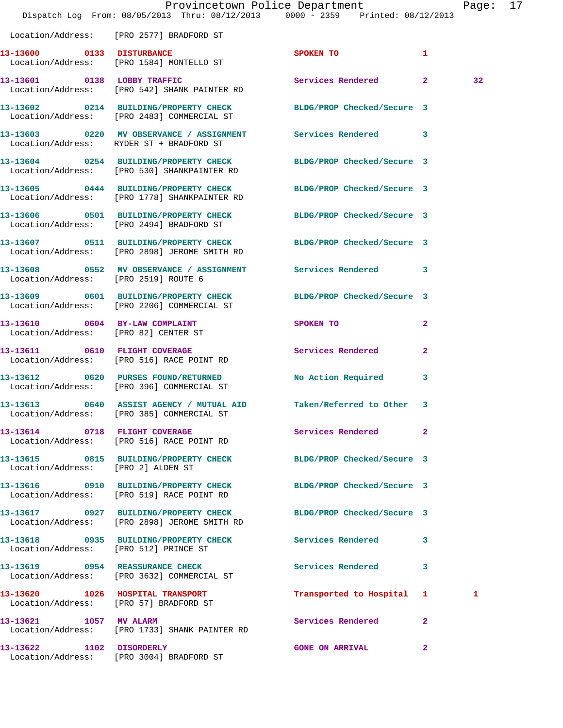Location/Address: [PRO 2577] BRADFORD ST

13-13600 0133 DISTURBANCE SPOKEN TO 1
Location/Address: [PRO 1584] MONTELLO ST

13-13601 0138 LOBBY TRAFFIC Services Rendered 2 32
Location/Address: [PRO 542] SHANK PAINTER RD

13-13602 0214 BUILDING/PROPERTY CHECK BLDG/PROP Checked/Secure 3
Location/Address: [PRO 2483] COMMERCIAL ST

13-13603 0220 MV OBSERVANCE / ASSIGNMENT Services Rendered 3
Location/Address: RYDER ST + BRADFORD ST

13-13604 0254 BUILDING/PROPERTY CHECK BLDG/PROP Checked/Secure 3
Location/Address: [PRO 530] SHANKPAINTER RD

13-13605 0444 BUILDING/PROPERTY CHECK BLDG/PROP Checked/Secure 3
Location/Address: [PRO 1778] SHANKPAINTER RD

13-13606 0501 BUILDING/PROPERTY CHECK BLDG/PROP Checked/Secure 3
Location/Address: [PRO 2494] BRADFORD ST

13-13607 0511 BUILDING/PROPERTY CHECK BLDG/PROP Checked/Secure 3
Location/Address: [PRO 2898] JEROME SMITH RD

13-13608 0552 MV OBSERVANCE / ASSIGNMENT Services Rendered 3
Location/Address: [PRO 2519] ROUTE 6

13-13609 0601 BUILDING/PROPERTY CHECK BLDG/PROP Checked/Secure 3
Location/Address: [PRO 2206] COMMERCIAL ST

13-13610 0604 BY-LAW COMPLAINT SPOKEN TO 2
Location/Address: [PRO 82] CENTER ST

13-13611 0610 FLIGHT COVERAGE Services Rendered 2
Location/Address: [PRO 516] RACE POINT RD

13-13612 0620 PURSES FOUND/RETURNED No Action Required 3
Location/Address: [PRO 396] COMMERCIAL ST

13-13613 0640 ASSIST AGENCY / MUTUAL AID Taken/Referred to Other 3
Location/Address: [PRO 385] COMMERCIAL ST

13-13614 0718 FLIGHT COVERAGE Services Rendered 2
Location/Address: [PRO 516] RACE POINT RD

13-13615 0815 BUILDING/PROPERTY CHECK BLDG/PROP Checked/Secure 3
Location/Address: [PRO 2] ALDEN ST

13-13616 0910 BUILDING/PROPERTY CHECK BLDG/PROP Checked/Secure 3
Location/Address: [PRO 519] RACE POINT RD

13-13617 0927 BUILDING/PROPERTY CHECK BLDG/PROP Checked/Secure 3
Location/Address: [PRO 2898] JEROME SMITH RD

13-13618 0935 BUILDING/PROPERTY CHECK Services Rendered 3
Location/Address: [PRO 512] PRINCE ST

13-13619 0954 REASSURANCE CHECK Services Rendered 3
Location/Address: [PRO 3632] COMMERCIAL ST

13-13620 1026 HOSPITAL TRANSPORT Transported to Hospital 1 1
Location/Address: [PRO 57] BRADFORD ST

13-13621 1057 MV ALARM Services Rendered 2
Location/Address: [PRO 1733] SHANK PAINTER RD

13-13622 1102 DISORDERLY GONE ON ARRIVAL 2
Location/Address: [PRO 3004] BRADFORD ST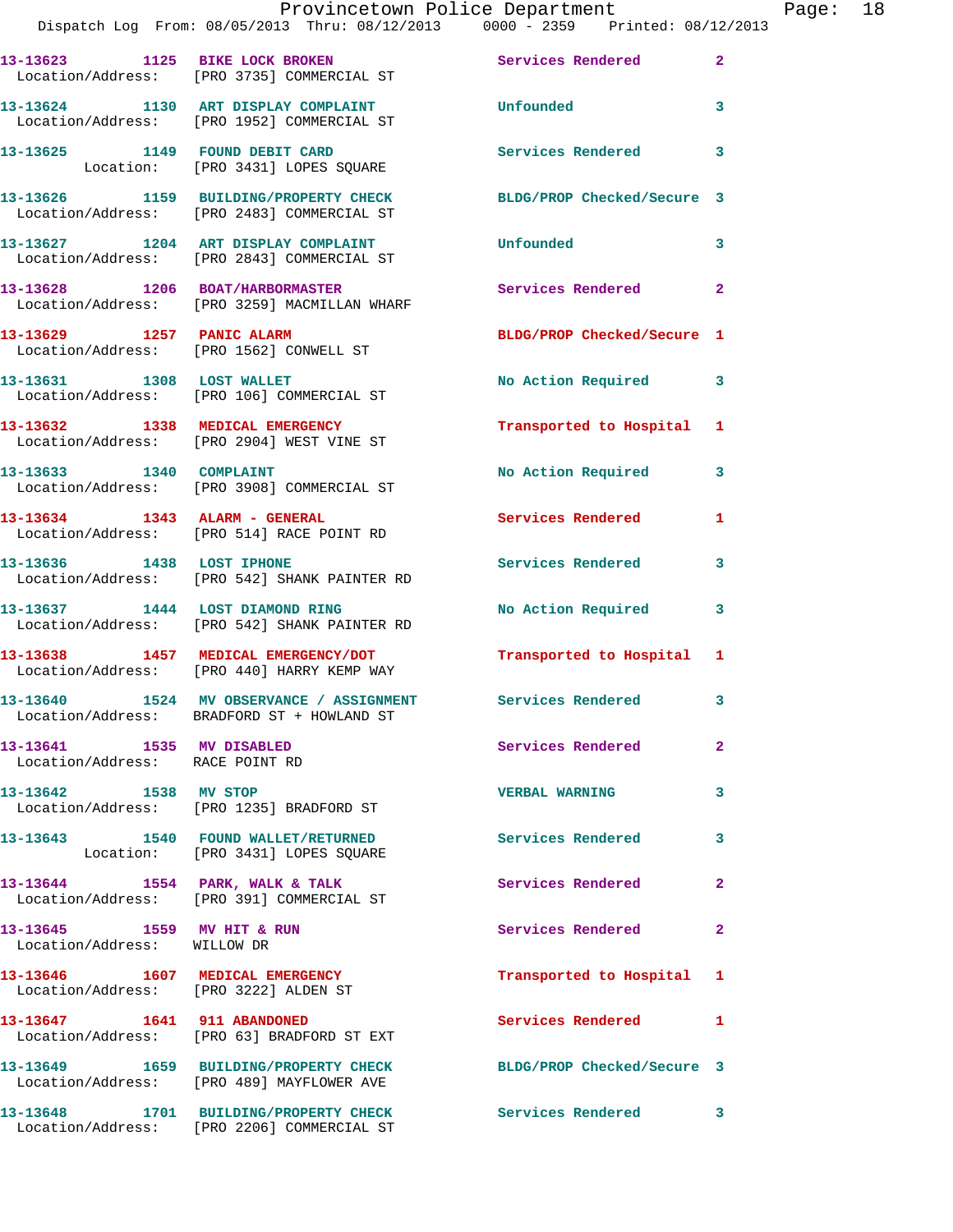13-13623 1125 BIKE LOCK BROKEN Services Rendered 2
Location/Address: [PRO 3735] COMMERCIAL ST

13-13624 1130 ART DISPLAY COMPLAINT Unfounded 3
Location/Address: [PRO 1952] COMMERCIAL ST

13-13625 1149 FOUND DEBIT CARD Services Rendered 3
Location: [PRO 3431] LOPES SQUARE

13-13626 1159 BUILDING/PROPERTY CHECK BLDG/PROP Checked/Secure 3
Location/Address: [PRO 2483] COMMERCIAL ST

13-13627 1204 ART DISPLAY COMPLAINT Unfounded 3
Location/Address: [PRO 2843] COMMERCIAL ST

13-13628 1206 BOAT/HARBORMASTER Services Rendered 2
Location/Address: [PRO 3259] MACMILLAN WHARF

13-13629 1257 PANIC ALARM BLDG/PROP Checked/Secure 1
Location/Address: [PRO 1562] CONWELL ST

13-13631 1308 LOST WALLET No Action Required 3
Location/Address: [PRO 106] COMMERCIAL ST

13-13632 1338 MEDICAL EMERGENCY Transported to Hospital 1
Location/Address: [PRO 2904] WEST VINE ST

13-13633 1340 COMPLAINT No Action Required 3
Location/Address: [PRO 3908] COMMERCIAL ST

13-13634 1343 ALARM - GENERAL Services Rendered 1
Location/Address: [PRO 514] RACE POINT RD

13-13636 1438 LOST IPHONE Services Rendered 3
Location/Address: [PRO 542] SHANK PAINTER RD

13-13637 1444 LOST DIAMOND RING No Action Required 3
Location/Address: [PRO 542] SHANK PAINTER RD

13-13638 1457 MEDICAL EMERGENCY/DOT Transported to Hospital 1
Location/Address: [PRO 440] HARRY KEMP WAY

13-13640 1524 MV OBSERVANCE / ASSIGNMENT Services Rendered 3
Location/Address: BRADFORD ST + HOWLAND ST

13-13641 1535 MV DISABLED Services Rendered 2
Location/Address: RACE POINT RD

13-13642 1538 MV STOP VERBAL WARNING 3
Location/Address: [PRO 1235] BRADFORD ST

13-13643 1540 FOUND WALLET/RETURNED Services Rendered 3
Location: [PRO 3431] LOPES SQUARE

13-13644 1554 PARK, WALK & TALK Services Rendered 2
Location/Address: [PRO 391] COMMERCIAL ST

13-13645 1559 MV HIT & RUN Services Rendered 2
Location/Address: WILLOW DR

13-13646 1607 MEDICAL EMERGENCY Transported to Hospital 1
Location/Address: [PRO 3222] ALDEN ST

13-13647 1641 911 ABANDONED Services Rendered 1
Location/Address: [PRO 63] BRADFORD ST EXT

13-13649 1659 BUILDING/PROPERTY CHECK BLDG/PROP Checked/Secure 3
Location/Address: [PRO 489] MAYFLOWER AVE

13-13648 1701 BUILDING/PROPERTY CHECK Services Rendered 3
Location/Address: [PRO 2206] COMMERCIAL ST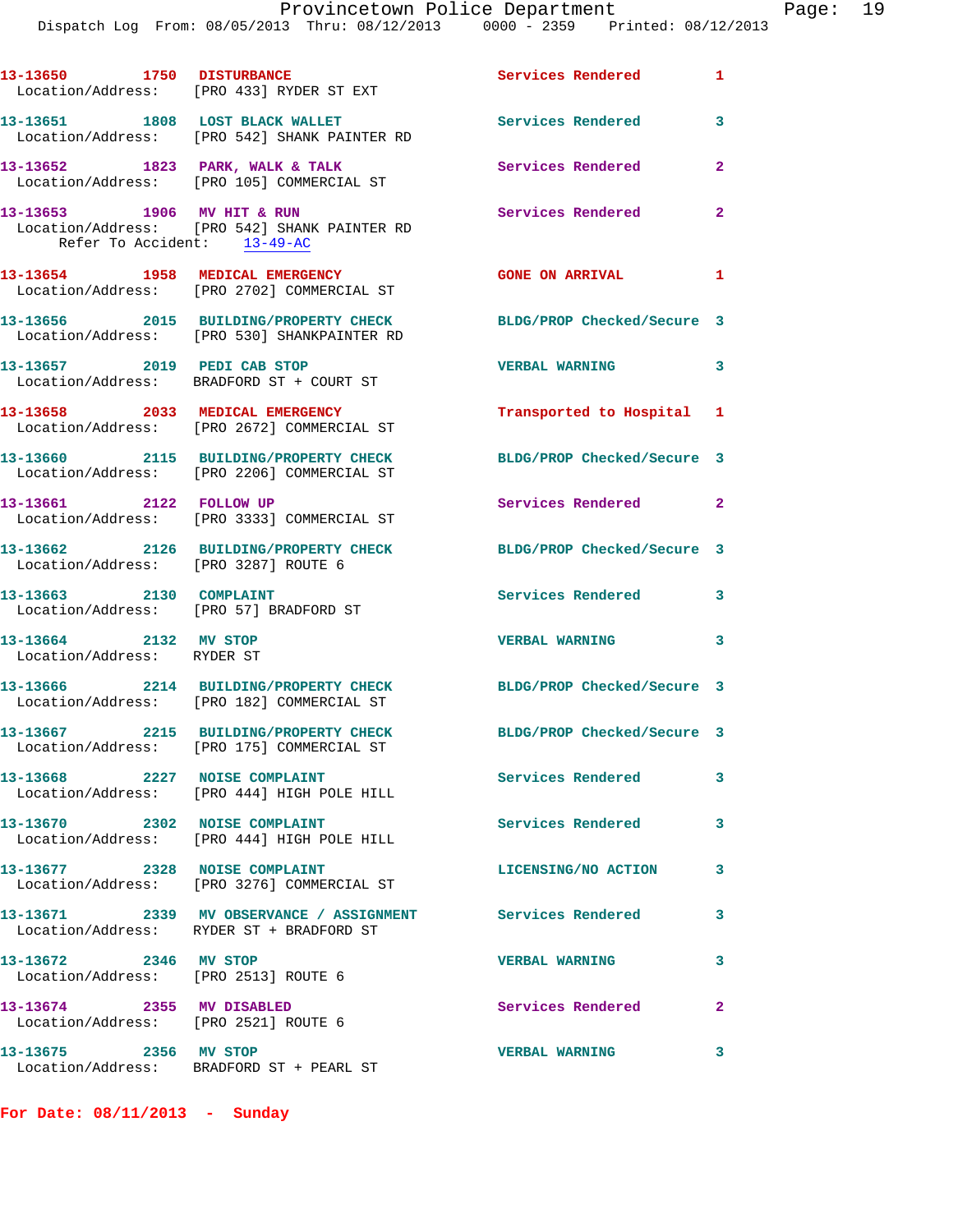13-13650 1750 DISTURBANCE Services Rendered 1
Location/Address: [PRO 433] RYDER ST EXT

13-13651 1808 LOST BLACK WALLET Services Rendered 3
Location/Address: [PRO 542] SHANK PAINTER RD

13-13652 1823 PARK, WALK & TALK Services Rendered 2
Location/Address: [PRO 105] COMMERCIAL ST

13-13653 1906 MV HIT & RUN Services Rendered 2
Location/Address: [PRO 542] SHANK PAINTER RD
Refer To Accident: 13-49-AC

13-13654 1958 MEDICAL EMERGENCY GONE ON ARRIVAL 1
Location/Address: [PRO 2702] COMMERCIAL ST

13-13656 2015 BUILDING/PROPERTY CHECK BLDG/PROP Checked/Secure 3
Location/Address: [PRO 530] SHANKPAINTER RD

13-13657 2019 PEDI CAB STOP VERBAL WARNING 3
Location/Address: BRADFORD ST + COURT ST

13-13658 2033 MEDICAL EMERGENCY Transported to Hospital 1
Location/Address: [PRO 2672] COMMERCIAL ST

13-13660 2115 BUILDING/PROPERTY CHECK BLDG/PROP Checked/Secure 3
Location/Address: [PRO 2206] COMMERCIAL ST

13-13661 2122 FOLLOW UP Services Rendered 2
Location/Address: [PRO 3333] COMMERCIAL ST

13-13662 2126 BUILDING/PROPERTY CHECK BLDG/PROP Checked/Secure 3
Location/Address: [PRO 3287] ROUTE 6

13-13663 2130 COMPLAINT Services Rendered 3
Location/Address: [PRO 57] BRADFORD ST

13-13664 2132 MV STOP VERBAL WARNING 3
Location/Address: RYDER ST

13-13666 2214 BUILDING/PROPERTY CHECK BLDG/PROP Checked/Secure 3
Location/Address: [PRO 182] COMMERCIAL ST

13-13667 2215 BUILDING/PROPERTY CHECK BLDG/PROP Checked/Secure 3
Location/Address: [PRO 175] COMMERCIAL ST

13-13668 2227 NOISE COMPLAINT Services Rendered 3
Location/Address: [PRO 444] HIGH POLE HILL

13-13670 2302 NOISE COMPLAINT Services Rendered 3
Location/Address: [PRO 444] HIGH POLE HILL

13-13677 2328 NOISE COMPLAINT LICENSING/NO ACTION 3
Location/Address: [PRO 3276] COMMERCIAL ST

13-13671 2339 MV OBSERVANCE / ASSIGNMENT Services Rendered 3
Location/Address: RYDER ST + BRADFORD ST

13-13672 2346 MV STOP VERBAL WARNING 3
Location/Address: [PRO 2513] ROUTE 6

13-13674 2355 MV DISABLED Services Rendered 2
Location/Address: [PRO 2521] ROUTE 6

13-13675 2356 MV STOP VERBAL WARNING 3
Location/Address: BRADFORD ST + PEARL ST

**For Date: 08/11/2013 - Sunday**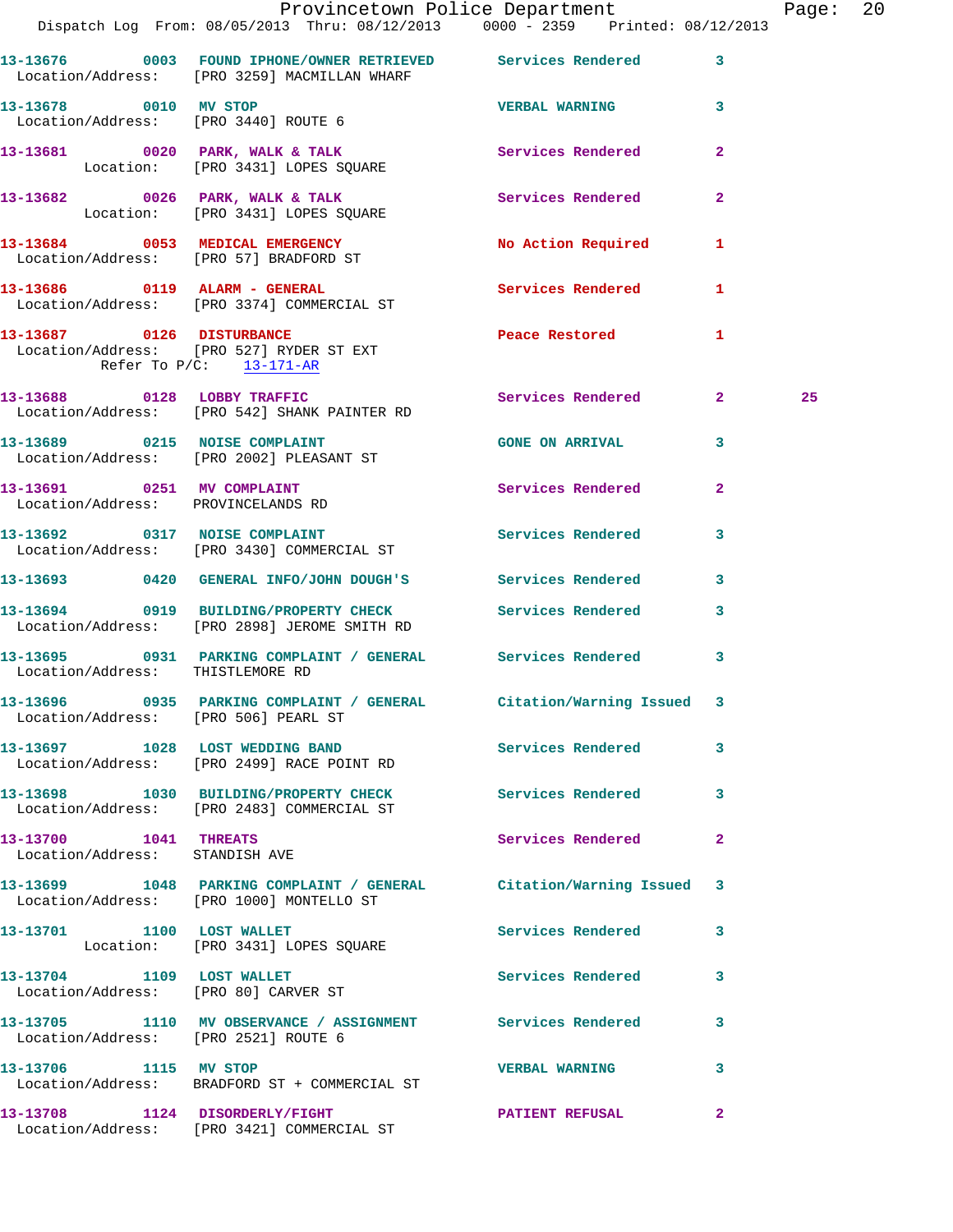13-13676 0003 FOUND IPHONE/OWNER RETRIEVED Services Rendered 3
Location/Address: [PRO 3259] MACMILLAN WHARF

13-13678 0010 MV STOP VERBAL WARNING 3
Location/Address: [PRO 3440] ROUTE 6

13-13681 0020 PARK, WALK & TALK Services Rendered 2
Location: [PRO 3431] LOPES SQUARE

13-13682 0026 PARK, WALK & TALK Services Rendered 2
Location: [PRO 3431] LOPES SQUARE

13-13684 0053 MEDICAL EMERGENCY No Action Required 1
Location/Address: [PRO 57] BRADFORD ST

13-13686 0119 ALARM - GENERAL Services Rendered 1
Location/Address: [PRO 3374] COMMERCIAL ST

13-13687 0126 DISTURBANCE Peace Restored 1
Location/Address: [PRO 527] RYDER ST EXT
Refer To P/C: 13-171-AR

13-13688 0128 LOBBY TRAFFIC Services Rendered 2 25
Location/Address: [PRO 542] SHANK PAINTER RD

13-13689 0215 NOISE COMPLAINT GONE ON ARRIVAL 3
Location/Address: [PRO 2002] PLEASANT ST

13-13691 0251 MV COMPLAINT Services Rendered 2
Location/Address: PROVINCELANDS RD

13-13692 0317 NOISE COMPLAINT Services Rendered 3
Location/Address: [PRO 3430] COMMERCIAL ST

13-13693 0420 GENERAL INFO/JOHN DOUGH'S Services Rendered 3

13-13694 0919 BUILDING/PROPERTY CHECK Services Rendered 3
Location/Address: [PRO 2898] JEROME SMITH RD

13-13695 0931 PARKING COMPLAINT / GENERAL Services Rendered 3
Location/Address: THISTLEMORE RD

13-13696 0935 PARKING COMPLAINT / GENERAL Citation/Warning Issued 3
Location/Address: [PRO 506] PEARL ST

13-13697 1028 LOST WEDDING BAND Services Rendered 3
Location/Address: [PRO 2499] RACE POINT RD

13-13698 1030 BUILDING/PROPERTY CHECK Services Rendered 3
Location/Address: [PRO 2483] COMMERCIAL ST

13-13700 1041 THREATS Services Rendered 2
Location/Address: STANDISH AVE

13-13699 1048 PARKING COMPLAINT / GENERAL Citation/Warning Issued 3
Location/Address: [PRO 1000] MONTELLO ST

13-13701 1100 LOST WALLET Services Rendered 3
Location: [PRO 3431] LOPES SQUARE

13-13704 1109 LOST WALLET Services Rendered 3
Location/Address: [PRO 80] CARVER ST

13-13705 1110 MV OBSERVANCE / ASSIGNMENT Services Rendered 3
Location/Address: [PRO 2521] ROUTE 6

13-13706 1115 MV STOP VERBAL WARNING 3
Location/Address: BRADFORD ST + COMMERCIAL ST

13-13708 1124 DISORDERLY/FIGHT PATIENT REFUSAL 2
Location/Address: [PRO 3421] COMMERCIAL ST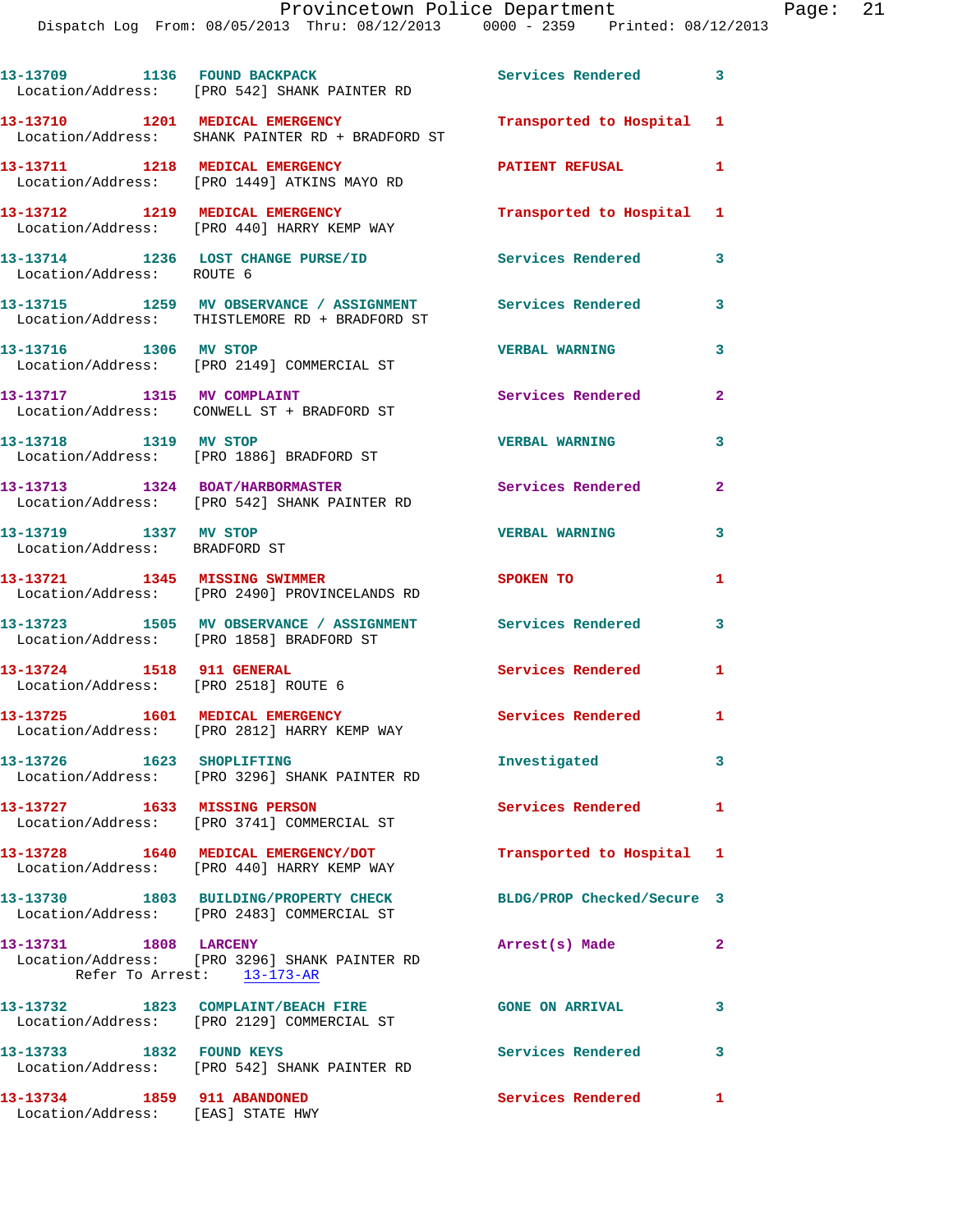13-13709 1136 FOUND BACKPACK Services Rendered 3
Location/Address: [PRO 542] SHANK PAINTER RD

13-13710 1201 MEDICAL EMERGENCY Transported to Hospital 1
Location/Address: SHANK PAINTER RD + BRADFORD ST

13-13711 1218 MEDICAL EMERGENCY PATIENT REFUSAL 1
Location/Address: [PRO 1449] ATKINS MAYO RD

13-13712 1219 MEDICAL EMERGENCY Transported to Hospital 1
Location/Address: [PRO 440] HARRY KEMP WAY

13-13714 1236 LOST CHANGE PURSE/ID Services Rendered 3
Location/Address: ROUTE 6

13-13715 1259 MV OBSERVANCE / ASSIGNMENT Services Rendered 3
Location/Address: THISTLEMORE RD + BRADFORD ST

13-13716 1306 MV STOP VERBAL WARNING 3
Location/Address: [PRO 2149] COMMERCIAL ST

13-13717 1315 MV COMPLAINT Services Rendered 2
Location/Address: CONWELL ST + BRADFORD ST

13-13718 1319 MV STOP VERBAL WARNING 3
Location/Address: [PRO 1886] BRADFORD ST

13-13713 1324 BOAT/HARBORMASTER Services Rendered 2
Location/Address: [PRO 542] SHANK PAINTER RD

13-13719 1337 MV STOP VERBAL WARNING 3
Location/Address: BRADFORD ST

13-13721 1345 MISSING SWIMMER SPOKEN TO 1
Location/Address: [PRO 2490] PROVINCELANDS RD

13-13723 1505 MV OBSERVANCE / ASSIGNMENT Services Rendered 3
Location/Address: [PRO 1858] BRADFORD ST

13-13724 1518 911 GENERAL Services Rendered 1
Location/Address: [PRO 2518] ROUTE 6

13-13725 1601 MEDICAL EMERGENCY Services Rendered 1
Location/Address: [PRO 2812] HARRY KEMP WAY

13-13726 1623 SHOPLIFTING Investigated 3
Location/Address: [PRO 3296] SHANK PAINTER RD

13-13727 1633 MISSING PERSON Services Rendered 1
Location/Address: [PRO 3741] COMMERCIAL ST

13-13728 1640 MEDICAL EMERGENCY/DOT Transported to Hospital 1
Location/Address: [PRO 440] HARRY KEMP WAY

13-13730 1803 BUILDING/PROPERTY CHECK BLDG/PROP Checked/Secure 3
Location/Address: [PRO 2483] COMMERCIAL ST

13-13731 1808 LARCENY Arrest(s) Made 2
Location/Address: [PRO 3296] SHANK PAINTER RD
Refer To Arrest: 13-173-AR

13-13732 1823 COMPLAINT/BEACH FIRE GONE ON ARRIVAL 3
Location/Address: [PRO 2129] COMMERCIAL ST

13-13733 1832 FOUND KEYS Services Rendered 3
Location/Address: [PRO 542] SHANK PAINTER RD

13-13734 1859 911 ABANDONED Services Rendered 1
Location/Address: [EAS] STATE HWY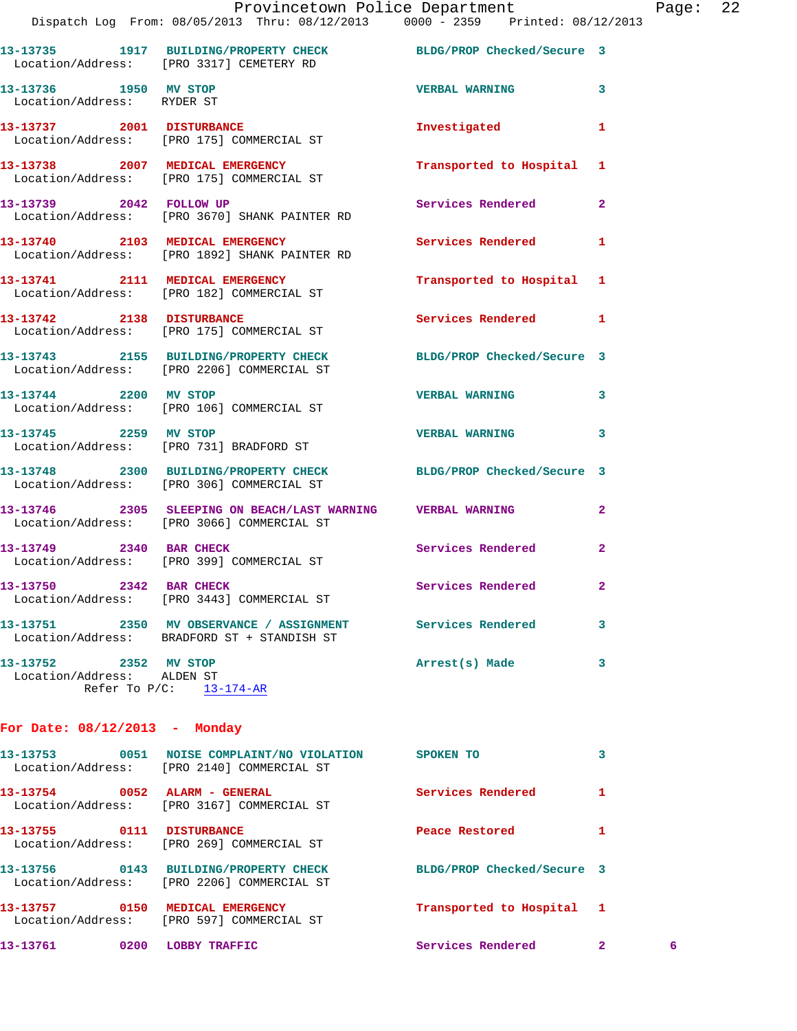13-13735 1917 BUILDING/PROPERTY CHECK BLDG/PROP Checked/Secure 3
Location/Address: [PRO 3317] CEMETERY RD

13-13736 1950 MV STOP VERBAL WARNING 3
Location/Address: RYDER ST

13-13737 2001 DISTURBANCE Investigated 1
Location/Address: [PRO 175] COMMERCIAL ST

13-13738 2007 MEDICAL EMERGENCY Transported to Hospital 1
Location/Address: [PRO 175] COMMERCIAL ST

13-13739 2042 FOLLOW UP Services Rendered 2
Location/Address: [PRO 3670] SHANK PAINTER RD

13-13740 2103 MEDICAL EMERGENCY Services Rendered 1
Location/Address: [PRO 1892] SHANK PAINTER RD

13-13741 2111 MEDICAL EMERGENCY Transported to Hospital 1
Location/Address: [PRO 182] COMMERCIAL ST

13-13742 2138 DISTURBANCE Services Rendered 1
Location/Address: [PRO 175] COMMERCIAL ST

13-13743 2155 BUILDING/PROPERTY CHECK BLDG/PROP Checked/Secure 3
Location/Address: [PRO 2206] COMMERCIAL ST

13-13744 2200 MV STOP VERBAL WARNING 3
Location/Address: [PRO 106] COMMERCIAL ST

13-13745 2259 MV STOP VERBAL WARNING 3
Location/Address: [PRO 731] BRADFORD ST

13-13748 2300 BUILDING/PROPERTY CHECK BLDG/PROP Checked/Secure 3
Location/Address: [PRO 306] COMMERCIAL ST

13-13746 2305 SLEEPING ON BEACH/LAST WARNING VERBAL WARNING 2
Location/Address: [PRO 3066] COMMERCIAL ST

13-13749 2340 BAR CHECK Services Rendered 2
Location/Address: [PRO 399] COMMERCIAL ST

13-13750 2342 BAR CHECK Services Rendered 2
Location/Address: [PRO 3443] COMMERCIAL ST

13-13751 2350 MV OBSERVANCE / ASSIGNMENT Services Rendered 3
Location/Address: BRADFORD ST + STANDISH ST

13-13752 2352 MV STOP Arrest(s) Made 3
Location/Address: ALDEN ST
Refer To P/C: 13-174-AR

**For Date: 08/12/2013 - Monday**

13-13753 0051 NOISE COMPLAINT/NO VIOLATION SPOKEN TO 3
Location/Address: [PRO 2140] COMMERCIAL ST

13-13754 0052 ALARM - GENERAL Services Rendered 1
Location/Address: [PRO 3167] COMMERCIAL ST

13-13755 0111 DISTURBANCE Peace Restored 1
Location/Address: [PRO 269] COMMERCIAL ST

13-13756 0143 BUILDING/PROPERTY CHECK BLDG/PROP Checked/Secure 3
Location/Address: [PRO 2206] COMMERCIAL ST

13-13757 0150 MEDICAL EMERGENCY Transported to Hospital 1
Location/Address: [PRO 597] COMMERCIAL ST

13-13761 0200 LOBBY TRAFFIC Services Rendered 2 6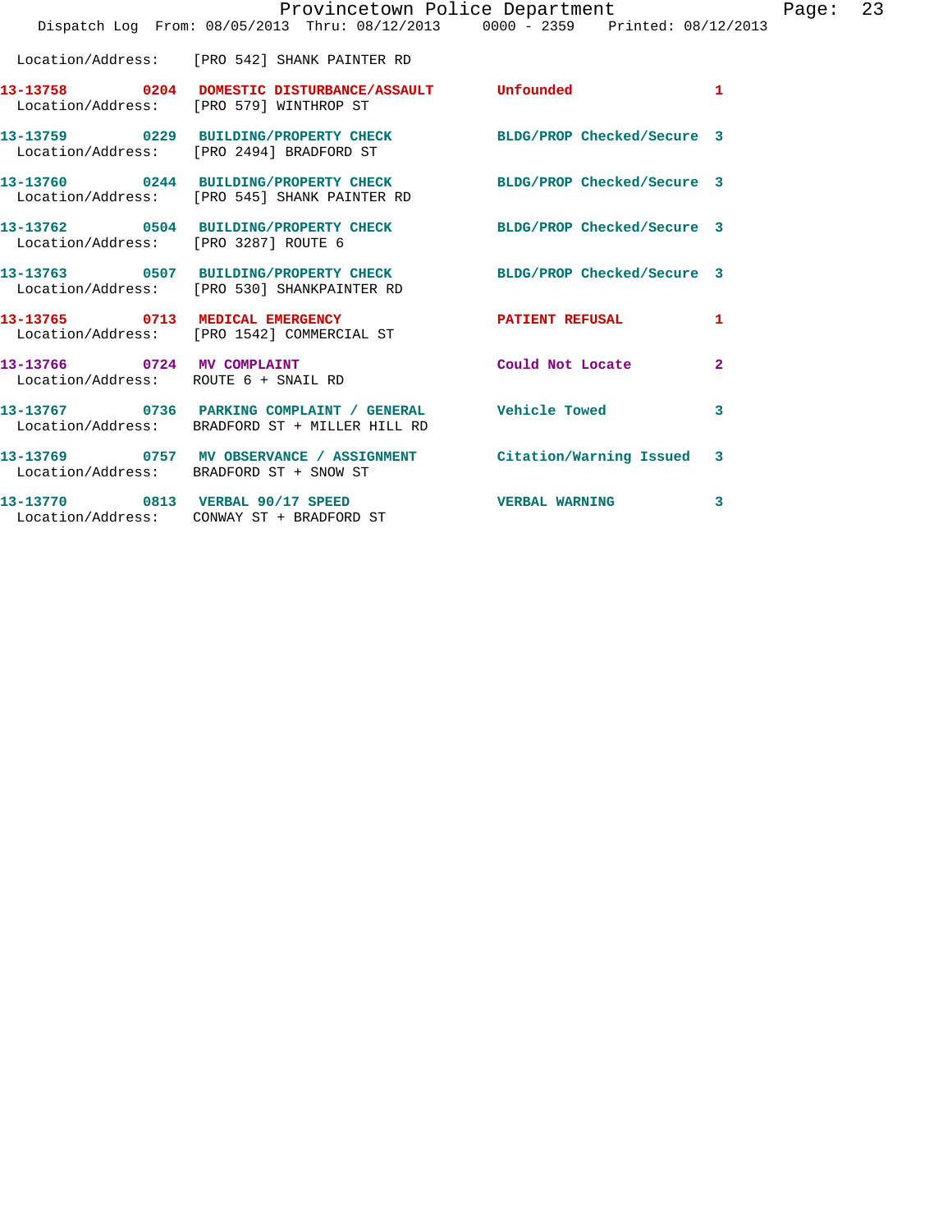Location/Address: [PRO 542] SHANK PAINTER RD

**13-13758 0204 DOMESTIC DISTURBANCE/ASSAULT** Unfounded 1
Location/Address: [PRO 579] WINTHROP ST

**13-13759 0229 BUILDING/PROPERTY CHECK** BLDG/PROP Checked/Secure 3
Location/Address: [PRO 2494] BRADFORD ST

**13-13760 0244 BUILDING/PROPERTY CHECK** BLDG/PROP Checked/Secure 3
Location/Address: [PRO 545] SHANK PAINTER RD

**13-13762 0504 BUILDING/PROPERTY CHECK** BLDG/PROP Checked/Secure 3
Location/Address: [PRO 3287] ROUTE 6

**13-13763 0507 BUILDING/PROPERTY CHECK** BLDG/PROP Checked/Secure 3
Location/Address: [PRO 530] SHANKPAINTER RD

**13-13765 0713 MEDICAL EMERGENCY** PATIENT REFUSAL 1
Location/Address: [PRO 1542] COMMERCIAL ST

**13-13766 0724 MV COMPLAINT** Could Not Locate 2
Location/Address: ROUTE 6 + SNAIL RD

**13-13767 0736 PARKING COMPLAINT / GENERAL** Vehicle Towed 3
Location/Address: BRADFORD ST + MILLER HILL RD

**13-13769 0757 MV OBSERVANCE / ASSIGNMENT** Citation/Warning Issued 3
Location/Address: BRADFORD ST + SNOW ST

**13-13770 0813 VERBAL 90/17 SPEED** VERBAL WARNING 3
Location/Address: CONWAY ST + BRADFORD ST